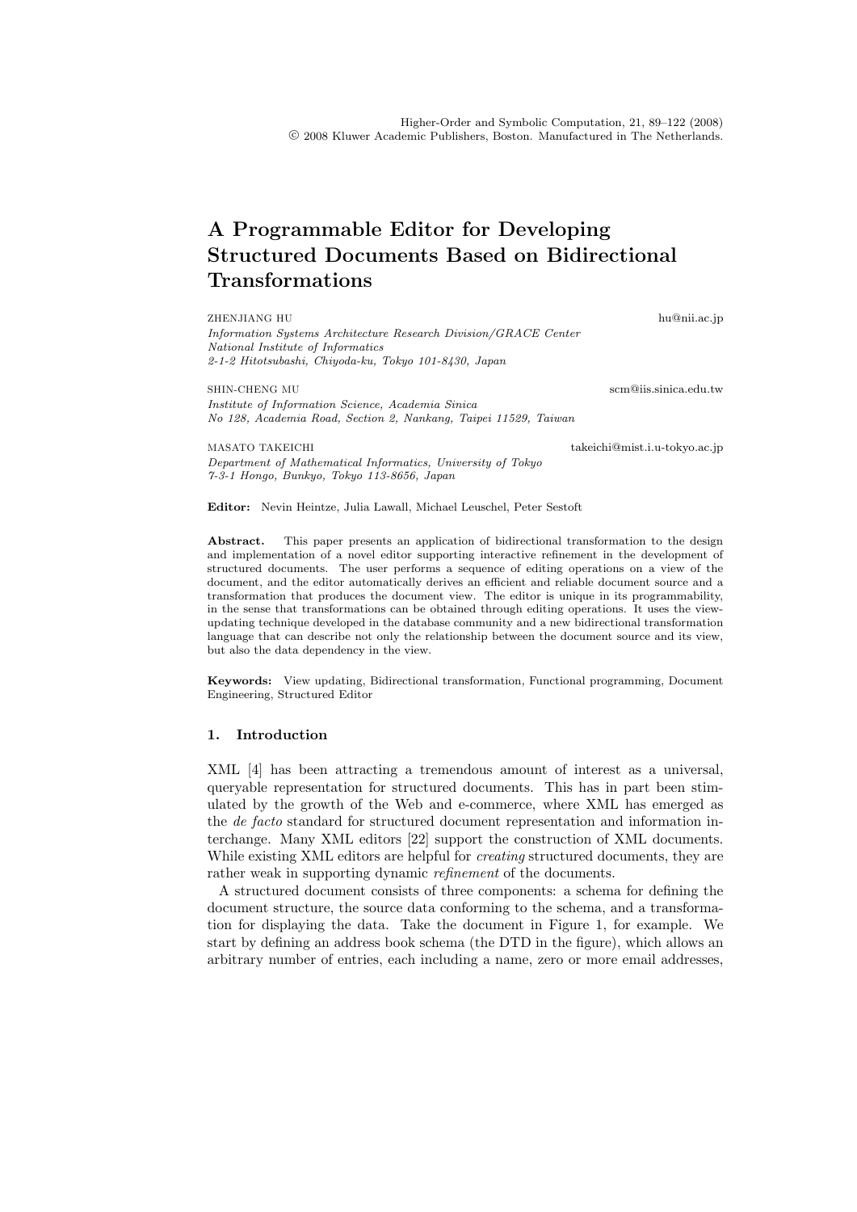Higher-Order and Symbolic Computation, 21, 89–122 (2008)
© 2008 Kluwer Academic Publishers, Boston. Manufactured in The Netherlands.

# A Programmable Editor for Developing Structured Documents Based on Bidirectional Transformations

ZHENJIANG HU hu@nii.ac.jp
*Information Systems Architecture Research Division/GRACE Center*
*National Institute of Informatics*
*2-1-2 Hitotsubashi, Chiyoda-ku, Tokyo 101-8430, Japan*

SHIN-CHENG MU scm@iis.sinica.edu.tw
*Institute of Information Science, Academia Sinica*
*No 128, Academia Road, Section 2, Nankang, Taipei 11529, Taiwan*

MASATO TAKEICHI takeichi@mist.i.u-tokyo.ac.jp
*Department of Mathematical Informatics, University of Tokyo*
*7-3-1 Hongo, Bunkyo, Tokyo 113-8656, Japan*

**Editor:** Nevin Heintze, Julia Lawall, Michael Leuschel, Peter Sestoft

**Abstract.** This paper presents an application of bidirectional transformation to the design and implementation of a novel editor supporting interactive refinement in the development of structured documents. The user performs a sequence of editing operations on a view of the document, and the editor automatically derives an efficient and reliable document source and a transformation that produces the document view. The editor is unique in its programmability, in the sense that transformations can be obtained through editing operations. It uses the view-updating technique developed in the database community and a new bidirectional transformation language that can describe not only the relationship between the document source and its view, but also the data dependency in the view.

**Keywords:** View updating, Bidirectional transformation, Functional programming, Document Engineering, Structured Editor

## 1. Introduction

XML [4] has been attracting a tremendous amount of interest as a universal, queryable representation for structured documents. This has in part been stimulated by the growth of the Web and e-commerce, where XML has emerged as the *de facto* standard for structured document representation and information interchange. Many XML editors [22] support the construction of XML documents. While existing XML editors are helpful for *creating* structured documents, they are rather weak in supporting dynamic *refinement* of the documents.

A structured document consists of three components: a schema for defining the document structure, the source data conforming to the schema, and a transformation for displaying the data. Take the document in Figure 1, for example. We start by defining an address book schema (the DTD in the figure), which allows an arbitrary number of entries, each including a name, zero or more email addresses,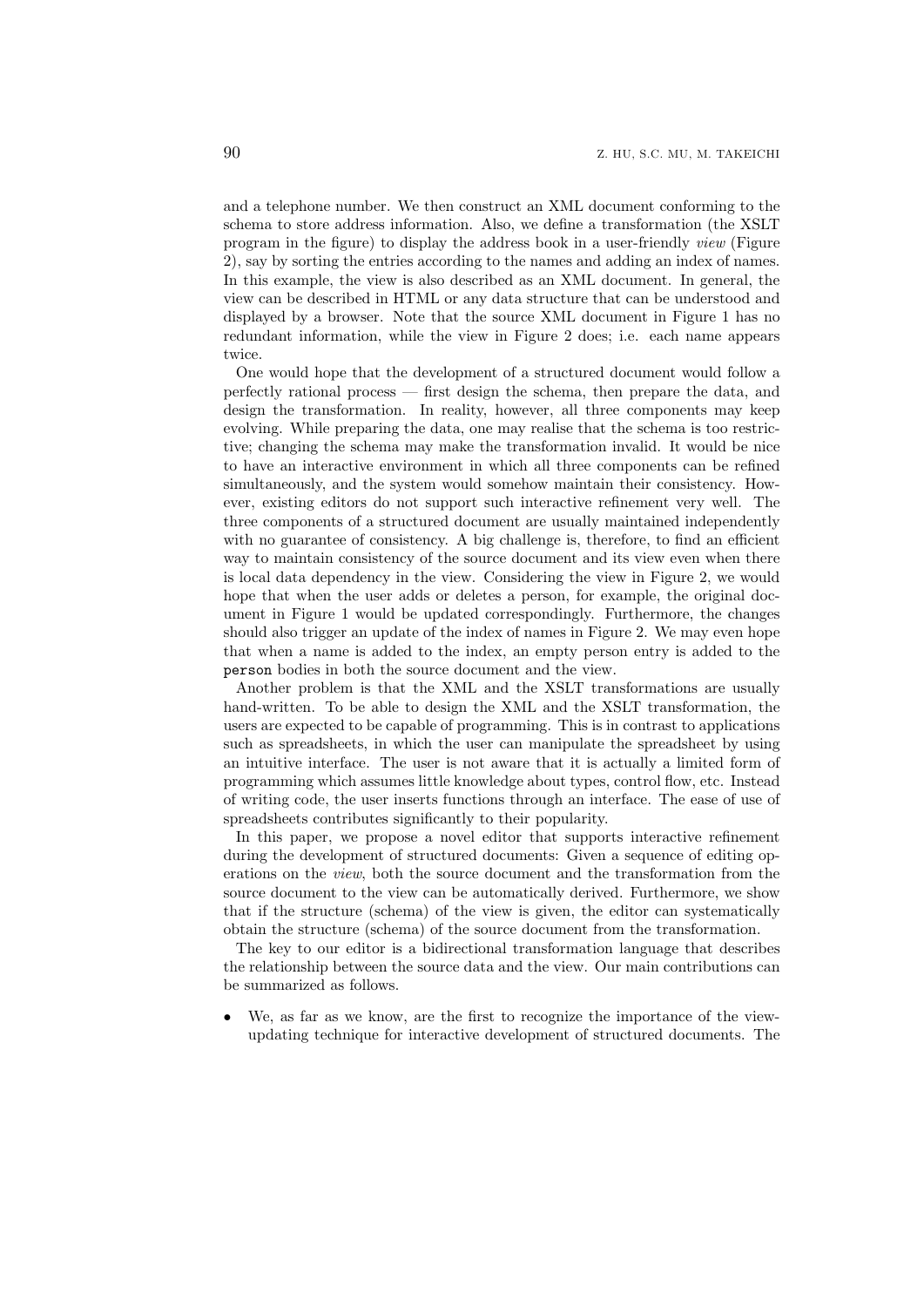and a telephone number. We then construct an XML document conforming to the schema to store address information. Also, we define a transformation (the XSLT program in the figure) to display the address book in a user-friendly *view* (Figure 2), say by sorting the entries according to the names and adding an index of names. In this example, the view is also described as an XML document. In general, the view can be described in HTML or any data structure that can be understood and displayed by a browser. Note that the source XML document in Figure 1 has no redundant information, while the view in Figure 2 does; i.e. each name appears twice.

One would hope that the development of a structured document would follow a perfectly rational process — first design the schema, then prepare the data, and design the transformation. In reality, however, all three components may keep evolving. While preparing the data, one may realise that the schema is too restrictive; changing the schema may make the transformation invalid. It would be nice to have an interactive environment in which all three components can be refined simultaneously, and the system would somehow maintain their consistency. However, existing editors do not support such interactive refinement very well. The three components of a structured document are usually maintained independently with no guarantee of consistency. A big challenge is, therefore, to find an efficient way to maintain consistency of the source document and its view even when there is local data dependency in the view. Considering the view in Figure 2, we would hope that when the user adds or deletes a person, for example, the original document in Figure 1 would be updated correspondingly. Furthermore, the changes should also trigger an update of the index of names in Figure 2. We may even hope that when a name is added to the index, an empty person entry is added to the `person` bodies in both the source document and the view.

Another problem is that the XML and the XSLT transformations are usually hand-written. To be able to design the XML and the XSLT transformation, the users are expected to be capable of programming. This is in contrast to applications such as spreadsheets, in which the user can manipulate the spreadsheet by using an intuitive interface. The user is not aware that it is actually a limited form of programming which assumes little knowledge about types, control flow, etc. Instead of writing code, the user inserts functions through an interface. The ease of use of spreadsheets contributes significantly to their popularity.

In this paper, we propose a novel editor that supports interactive refinement during the development of structured documents: Given a sequence of editing operations on the *view*, both the source document and the transformation from the source document to the view can be automatically derived. Furthermore, we show that if the structure (schema) of the view is given, the editor can systematically obtain the structure (schema) of the source document from the transformation.

The key to our editor is a bidirectional transformation language that describes the relationship between the source data and the view. Our main contributions can be summarized as follows.

- We, as far as we know, are the first to recognize the importance of the view-updating technique for interactive development of structured documents. The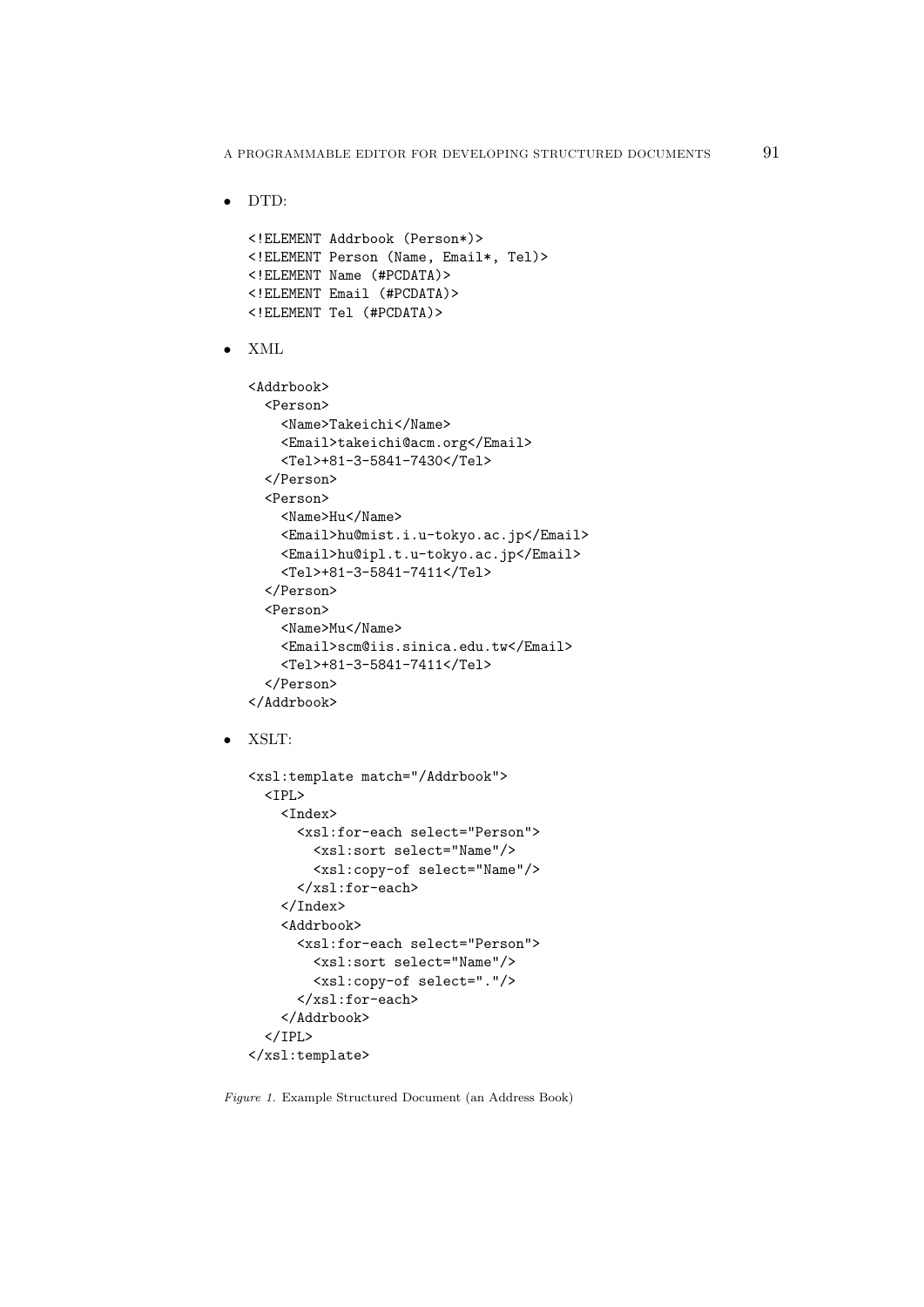- DTD:

```
<!ELEMENT Addrbook (Person*)>
<!ELEMENT Person (Name, Email*, Tel)>
<!ELEMENT Name (#PCDATA)>
<!ELEMENT Email (#PCDATA)>
<!ELEMENT Tel (#PCDATA)>
```

- XML

```
<Addrbook>
  <Person>
    <Name>Takeichi</Name>
    <Email>takeichi@acm.org</Email>
    <Tel>+81-3-5841-7430</Tel>
  </Person>
  <Person>
    <Name>Hu</Name>
    <Email>hu@mist.i.u-tokyo.ac.jp</Email>
    <Email>hu@ipl.t.u-tokyo.ac.jp</Email>
    <Tel>+81-3-5841-7411</Tel>
  </Person>
  <Person>
    <Name>Mu</Name>
    <Email>scm@iis.sinica.edu.tw</Email>
    <Tel>+81-3-5841-7411</Tel>
  </Person>
</Addrbook>
```

- XSLT:

```
<xsl:template match="/Addrbook">
  <IPL>
    <Index>
      <xsl:for-each select="Person">
        <xsl:sort select="Name"/>
        <xsl:copy-of select="Name"/>
      </xsl:for-each>
    </Index>
    <Addrbook>
      <xsl:for-each select="Person">
        <xsl:sort select="Name"/>
        <xsl:copy-of select="."/>
      </xsl:for-each>
    </Addrbook>
  </IPL>
</xsl:template>
```

*Figure 1.* Example Structured Document (an Address Book)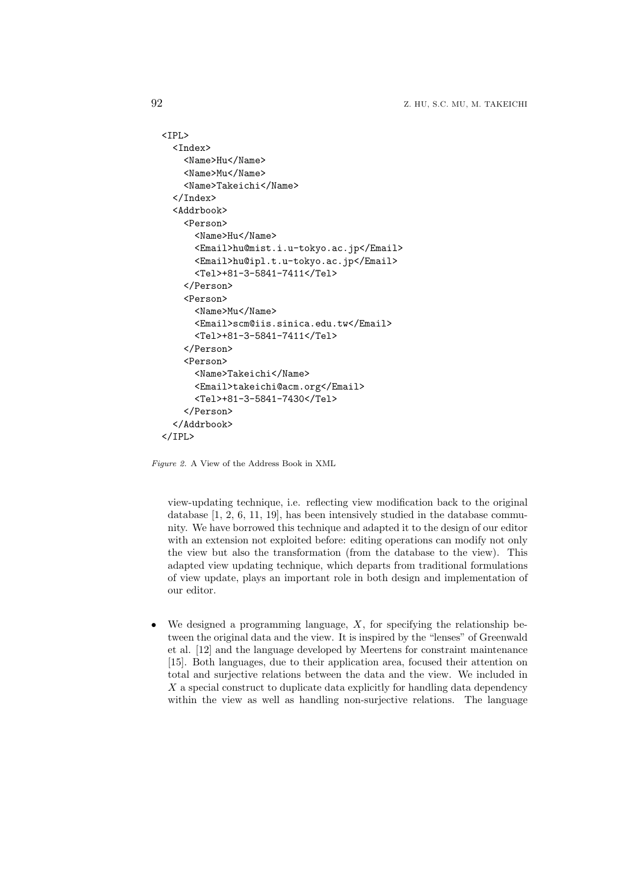```
<IPL>
  <Index>
    <Name>Hu</Name>
    <Name>Mu</Name>
    <Name>Takeichi</Name>
  </Index>
  <Addrbook>
    <Person>
      <Name>Hu</Name>
      <Email>hu@mist.i.u-tokyo.ac.jp</Email>
      <Email>hu@ipl.t.u-tokyo.ac.jp</Email>
      <Tel>+81-3-5841-7411</Tel>
    </Person>
    <Person>
      <Name>Mu</Name>
      <Email>scm@iis.sinica.edu.tw</Email>
      <Tel>+81-3-5841-7411</Tel>
    </Person>
    <Person>
      <Name>Takeichi</Name>
      <Email>takeichi@acm.org</Email>
      <Tel>+81-3-5841-7430</Tel>
    </Person>
  </Addrbook>
</IPL>
```

*Figure 2.* A View of the Address Book in XML

view-updating technique, i.e. reflecting view modification back to the original database [1, 2, 6, 11, 19], has been intensively studied in the database community. We have borrowed this technique and adapted it to the design of our editor with an extension not exploited before: editing operations can modify not only the view but also the transformation (from the database to the view). This adapted view updating technique, which departs from traditional formulations of view update, plays an important role in both design and implementation of our editor.

- We designed a programming language, $X$, for specifying the relationship between the original data and the view. It is inspired by the "lenses" of Greenwald et al. [12] and the language developed by Meertens for constraint maintenance [15]. Both languages, due to their application area, focused their attention on total and surjective relations between the data and the view. We included in $X$ a special construct to duplicate data explicitly for handling data dependency within the view as well as handling non-surjective relations. The language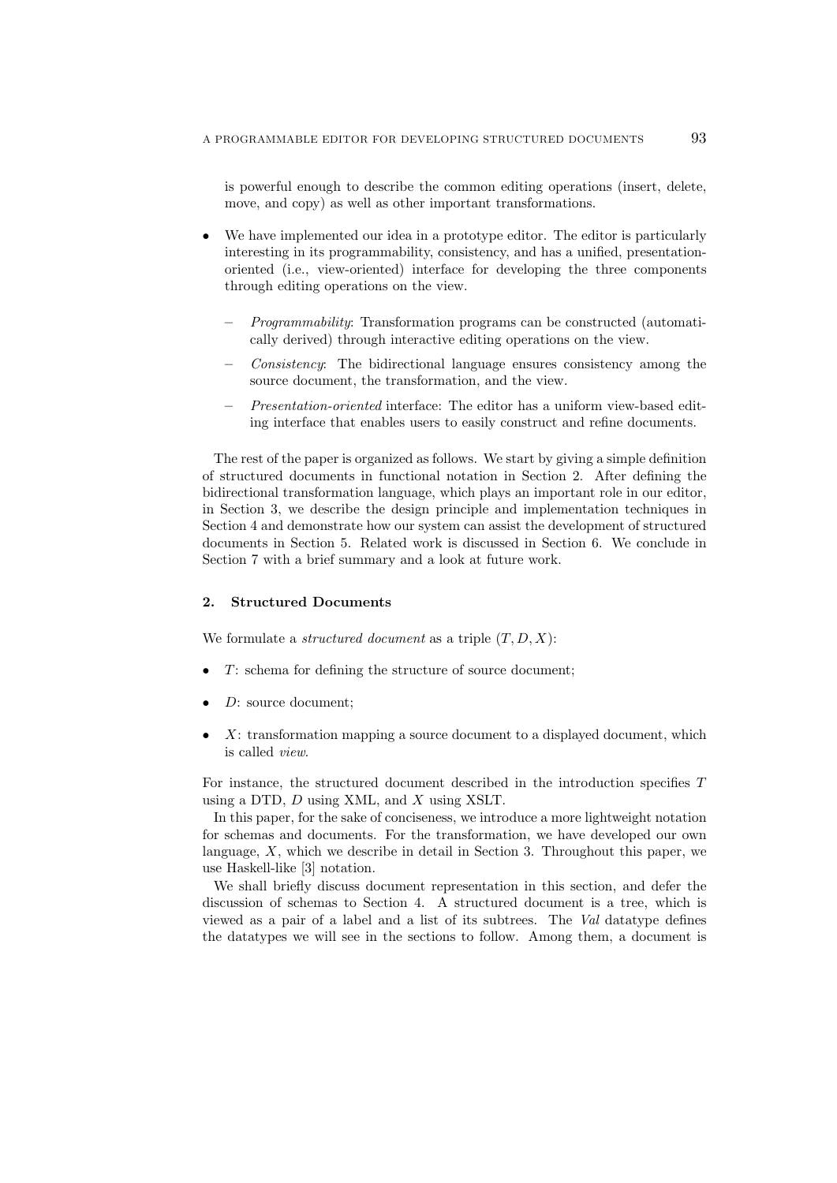is powerful enough to describe the common editing operations (insert, delete, move, and copy) as well as other important transformations.

- We have implemented our idea in a prototype editor. The editor is particularly interesting in its programmability, consistency, and has a unified, presentation-oriented (i.e., view-oriented) interface for developing the three components through editing operations on the view.
  - *Programmability*: Transformation programs can be constructed (automatically derived) through interactive editing operations on the view.
  - *Consistency*: The bidirectional language ensures consistency among the source document, the transformation, and the view.
  - *Presentation-oriented* interface: The editor has a uniform view-based editing interface that enables users to easily construct and refine documents.

The rest of the paper is organized as follows. We start by giving a simple definition of structured documents in functional notation in Section 2. After defining the bidirectional transformation language, which plays an important role in our editor, in Section 3, we describe the design principle and implementation techniques in Section 4 and demonstrate how our system can assist the development of structured documents in Section 5. Related work is discussed in Section 6. We conclude in Section 7 with a brief summary and a look at future work.

## 2. Structured Documents

We formulate a *structured document* as a triple $(T, D, X)$:

- $T$: schema for defining the structure of source document;
- $D$: source document;
- $X$: transformation mapping a source document to a displayed document, which is called *view*.

For instance, the structured document described in the introduction specifies $T$ using a DTD, $D$ using XML, and $X$ using XSLT.

In this paper, for the sake of conciseness, we introduce a more lightweight notation for schemas and documents. For the transformation, we have developed our own language, $X$, which we describe in detail in Section 3. Throughout this paper, we use Haskell-like [3] notation.

We shall briefly discuss document representation in this section, and defer the discussion of schemas to Section 4. A structured document is a tree, which is viewed as a pair of a label and a list of its subtrees. The *Val* datatype defines the datatypes we will see in the sections to follow. Among them, a document is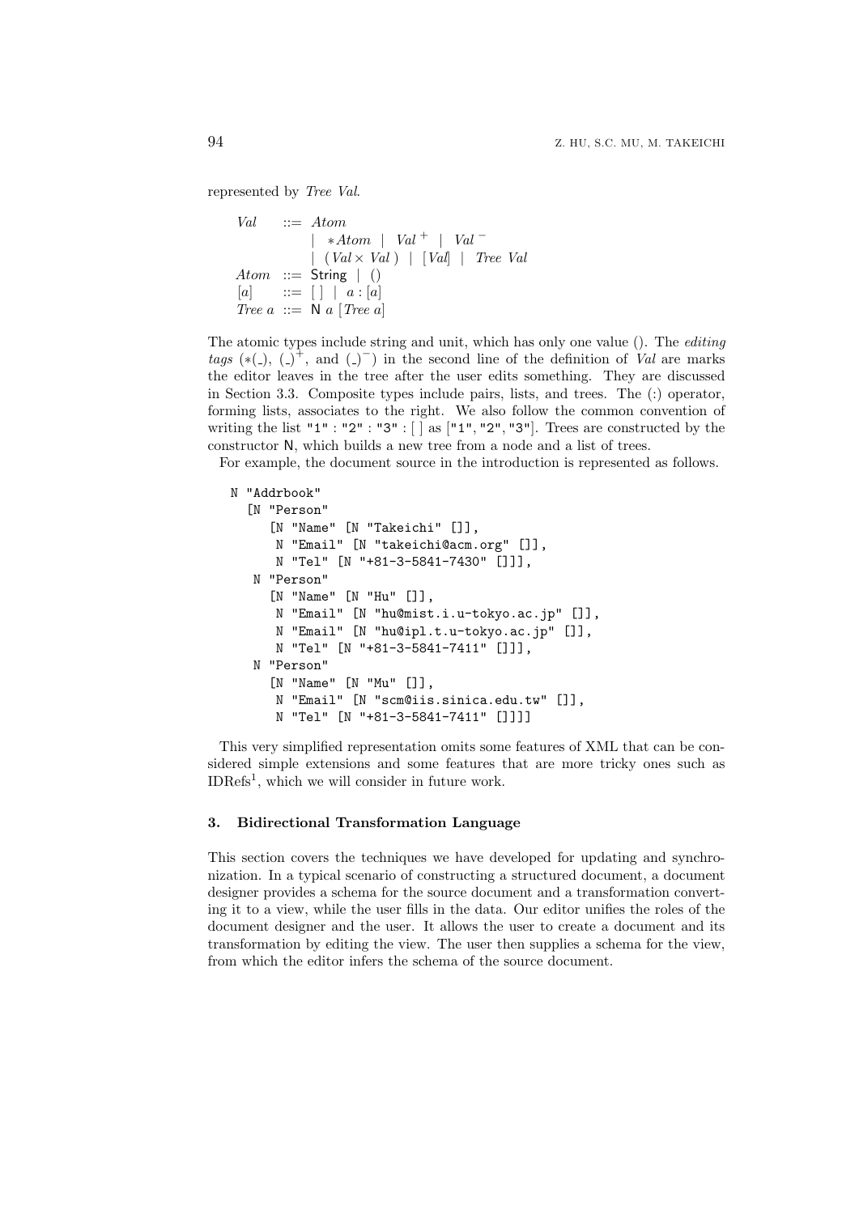represented by *Tree Val*.

$$
\begin{array}{lcl}
\mathit{Val} & ::= & \mathit{Atom} \\
 & | & *\mathit{Atom} \;\;|\;\; \mathit{Val}^{\,+} \;\;|\;\; \mathit{Val}^{\,-} \\
 & | & (\mathit{Val} \times \mathit{Val}) \;\;|\;\; [\mathit{Val}] \;\;|\;\; \mathit{Tree}\ \mathit{Val} \\
\mathit{Atom} & ::= & \mathsf{String} \;\;|\;\; () \\
[a] & ::= & [\,] \;\;|\;\; a : [a] \\
\mathit{Tree}\ a & ::= & \mathsf{N}\ a\ [\mathit{Tree}\ a]
\end{array}
$$

The atomic types include string and unit, which has only one value (). The *editing tags* ($*(\_)$, $(\_)^{+}$, and $(\_)^{-}$) in the second line of the definition of *Val* are marks the editor leaves in the tree after the user edits something. They are discussed in Section 3.3. Composite types include pairs, lists, and trees. The (:) operator, forming lists, associates to the right. We also follow the common convention of writing the list "1" : "2" : "3" : [ ] as ["1", "2", "3"]. Trees are constructed by the constructor N, which builds a new tree from a node and a list of trees.

For example, the document source in the introduction is represented as follows.

```
N "Addrbook"
  [N "Person"
     [N "Name" [N "Takeichi" []],
      N "Email" [N "takeichi@acm.org" []],
      N "Tel" [N "+81-3-5841-7430" []]],
   N "Person"
     [N "Name" [N "Hu" []],
      N "Email" [N "hu@mist.i.u-tokyo.ac.jp" []],
      N "Email" [N "hu@ipl.t.u-tokyo.ac.jp" []],
      N "Tel" [N "+81-3-5841-7411" []]],
   N "Person"
     [N "Name" [N "Mu" []],
      N "Email" [N "scm@iis.sinica.edu.tw" []],
      N "Tel" [N "+81-3-5841-7411" []]]]
```

This very simplified representation omits some features of XML that can be considered simple extensions and some features that are more tricky ones such as IDRefs[1], which we will consider in future work.

## 3. Bidirectional Transformation Language

This section covers the techniques we have developed for updating and synchronization. In a typical scenario of constructing a structured document, a document designer provides a schema for the source document and a transformation converting it to a view, while the user fills in the data. Our editor unifies the roles of the document designer and the user. It allows the user to create a document and its transformation by editing the view. The user then supplies a schema for the view, from which the editor infers the schema of the source document.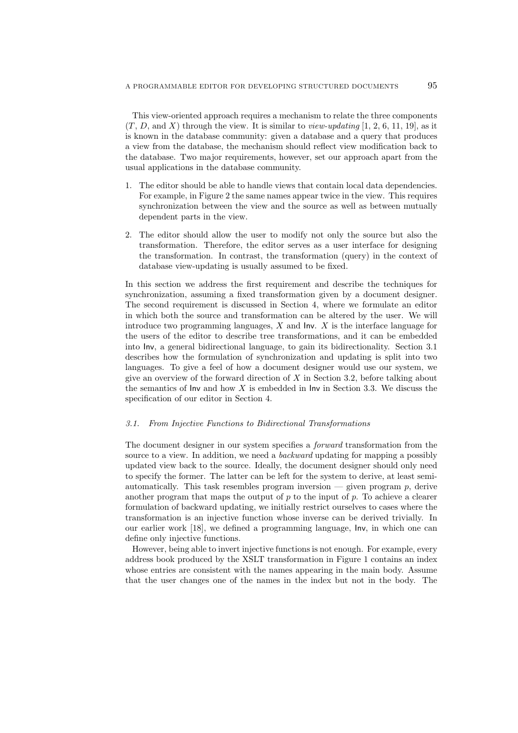This view-oriented approach requires a mechanism to relate the three components ($T$, $D$, and $X$) through the view. It is similar to *view-updating* [1, 2, 6, 11, 19], as it is known in the database community: given a database and a query that produces a view from the database, the mechanism should reflect view modification back to the database. Two major requirements, however, set our approach apart from the usual applications in the database community.

1. The editor should be able to handle views that contain local data dependencies. For example, in Figure 2 the same names appear twice in the view. This requires synchronization between the view and the source as well as between mutually dependent parts in the view.
2. The editor should allow the user to modify not only the source but also the transformation. Therefore, the editor serves as a user interface for designing the transformation. In contrast, the transformation (query) in the context of database view-updating is usually assumed to be fixed.

In this section we address the first requirement and describe the techniques for synchronization, assuming a fixed transformation given by a document designer. The second requirement is discussed in Section 4, where we formulate an editor in which both the source and transformation can be altered by the user. We will introduce two programming languages, $X$ and Inv. $X$ is the interface language for the users of the editor to describe tree transformations, and it can be embedded into Inv, a general bidirectional language, to gain its bidirectionality. Section 3.1 describes how the formulation of synchronization and updating is split into two languages. To give a feel of how a document designer would use our system, we give an overview of the forward direction of $X$ in Section 3.2, before talking about the semantics of Inv and how $X$ is embedded in Inv in Section 3.3. We discuss the specification of our editor in Section 4.

### 3.1. From Injective Functions to Bidirectional Transformations

The document designer in our system specifies a *forward* transformation from the source to a view. In addition, we need a *backward* updating for mapping a possibly updated view back to the source. Ideally, the document designer should only need to specify the former. The latter can be left for the system to derive, at least semi-automatically. This task resembles program inversion — given program $p$, derive another program that maps the output of $p$ to the input of $p$. To achieve a clearer formulation of backward updating, we initially restrict ourselves to cases where the transformation is an injective function whose inverse can be derived trivially. In our earlier work [18], we defined a programming language, Inv, in which one can define only injective functions.

However, being able to invert injective functions is not enough. For example, every address book produced by the XSLT transformation in Figure 1 contains an index whose entries are consistent with the names appearing in the main body. Assume that the user changes one of the names in the index but not in the body. The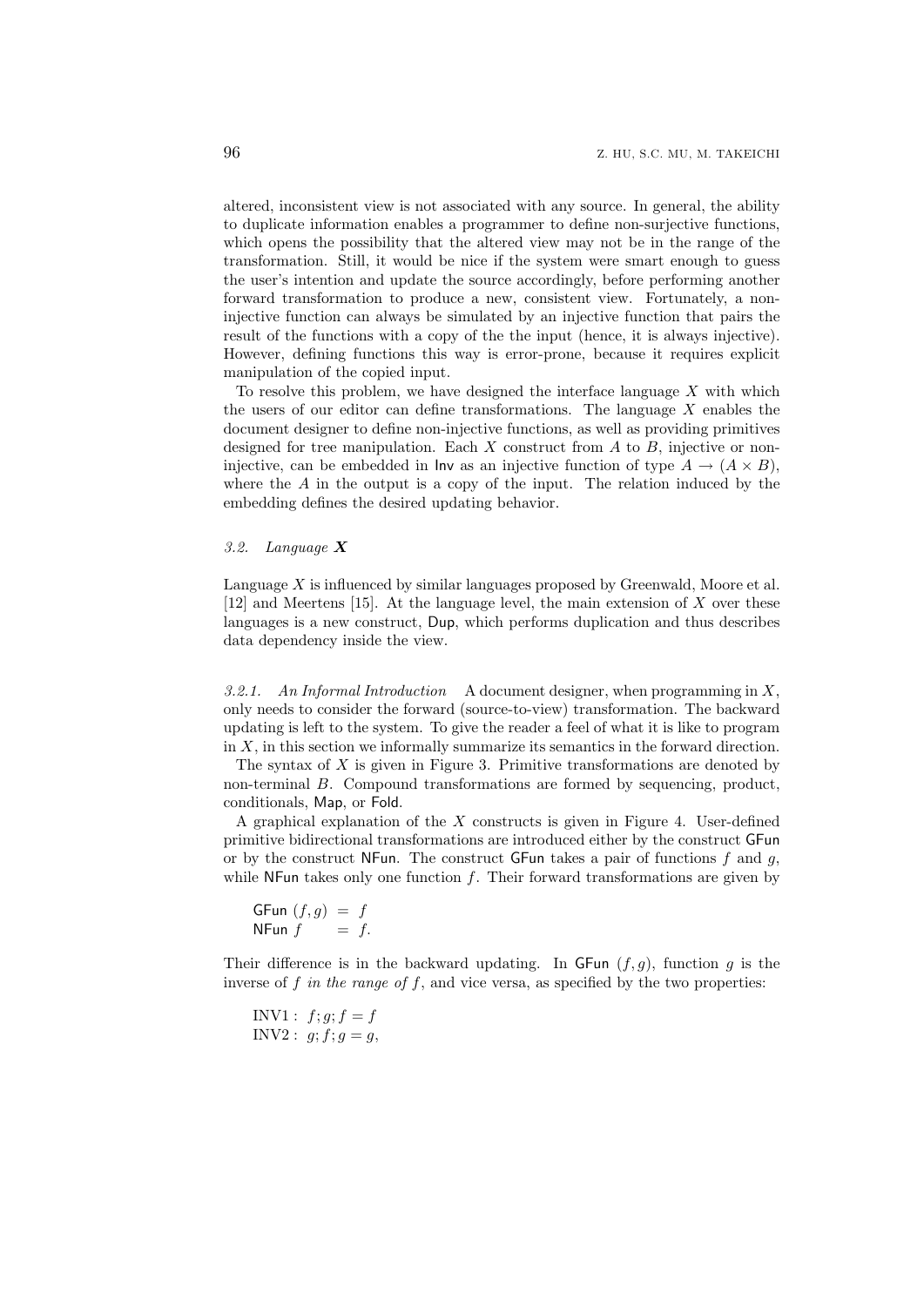altered, inconsistent view is not associated with any source. In general, the ability to duplicate information enables a programmer to define non-surjective functions, which opens the possibility that the altered view may not be in the range of the transformation. Still, it would be nice if the system were smart enough to guess the user's intention and update the source accordingly, before performing another forward transformation to produce a new, consistent view. Fortunately, a non-injective function can always be simulated by an injective function that pairs the result of the functions with a copy of the the input (hence, it is always injective). However, defining functions this way is error-prone, because it requires explicit manipulation of the copied input.

To resolve this problem, we have designed the interface language $X$ with which the users of our editor can define transformations. The language $X$ enables the document designer to define non-injective functions, as well as providing primitives designed for tree manipulation. Each $X$ construct from $A$ to $B$, injective or non-injective, can be embedded in Inv as an injective function of type $A \to (A \times B)$, where the $A$ in the output is a copy of the input. The relation induced by the embedding defines the desired updating behavior.

### *3.2. Language* $\boldsymbol{X}$

Language $X$ is influenced by similar languages proposed by Greenwald, Moore et al. [12] and Meertens [15]. At the language level, the main extension of $X$ over these languages is a new construct, Dup, which performs duplication and thus describes data dependency inside the view.

*3.2.1. An Informal Introduction* A document designer, when programming in $X$, only needs to consider the forward (source-to-view) transformation. The backward updating is left to the system. To give the reader a feel of what it is like to program in $X$, in this section we informally summarize its semantics in the forward direction.

The syntax of $X$ is given in Figure 3. Primitive transformations are denoted by non-terminal $B$. Compound transformations are formed by sequencing, product, conditionals, Map, or Fold.

A graphical explanation of the $X$ constructs is given in Figure 4. User-defined primitive bidirectional transformations are introduced either by the construct GFun or by the construct NFun. The construct GFun takes a pair of functions $f$ and $g$, while NFun takes only one function $f$. Their forward transformations are given by

$$
\begin{aligned}
\mathsf{GFun}\ (f, g) &= f \\
\mathsf{NFun}\ f &= f.
\end{aligned}
$$

Their difference is in the backward updating. In GFun $(f, g)$, function $g$ is the inverse of $f$ *in the range of* $f$, and vice versa, as specified by the two properties:

$$
\begin{aligned}
&\text{INV1}: \ f; g; f = f \\
&\text{INV2}: \ g; f; g = g,
\end{aligned}
$$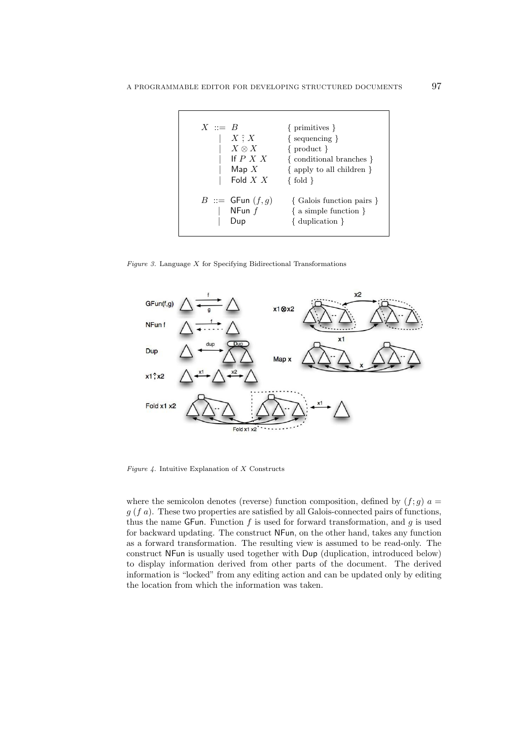$$
\begin{array}{rcll}
X & ::= & B & \{ \text{ primitives } \} \\
& | & X \,\hat{;}\, X & \{ \text{ sequencing } \} \\
& | & X \otimes X & \{ \text{ product } \} \\
& | & \mathsf{If}\ P\ X\ X & \{ \text{ conditional branches } \} \\
& | & \mathsf{Map}\ X & \{ \text{ apply to all children } \} \\
& | & \mathsf{Fold}\ X\ X & \{ \text{ fold } \} \\
\\
B & ::= & \mathsf{GFun}\ (f, g) & \{ \text{ Galois function pairs } \} \\
& | & \mathsf{NFun}\ f & \{ \text{ a simple function } \} \\
& | & \mathsf{Dup} & \{ \text{ duplication } \}
\end{array}
$$

*Figure 3.* Language $X$ for Specifying Bidirectional Transformations

*Figure 4.* Intuitive Explanation of $X$ Constructs

where the semicolon denotes (reverse) function composition, defined by $(f;g)\ a = g\ (f\ a)$. These two properties are satisfied by all Galois-connected pairs of functions, thus the name GFun. Function $f$ is used for forward transformation, and $g$ is used for backward updating. The construct NFun, on the other hand, takes any function as a forward transformation. The resulting view is assumed to be read-only. The construct NFun is usually used together with Dup (duplication, introduced below) to display information derived from other parts of the document. The derived information is "locked" from any editing action and can be updated only by editing the location from which the information was taken.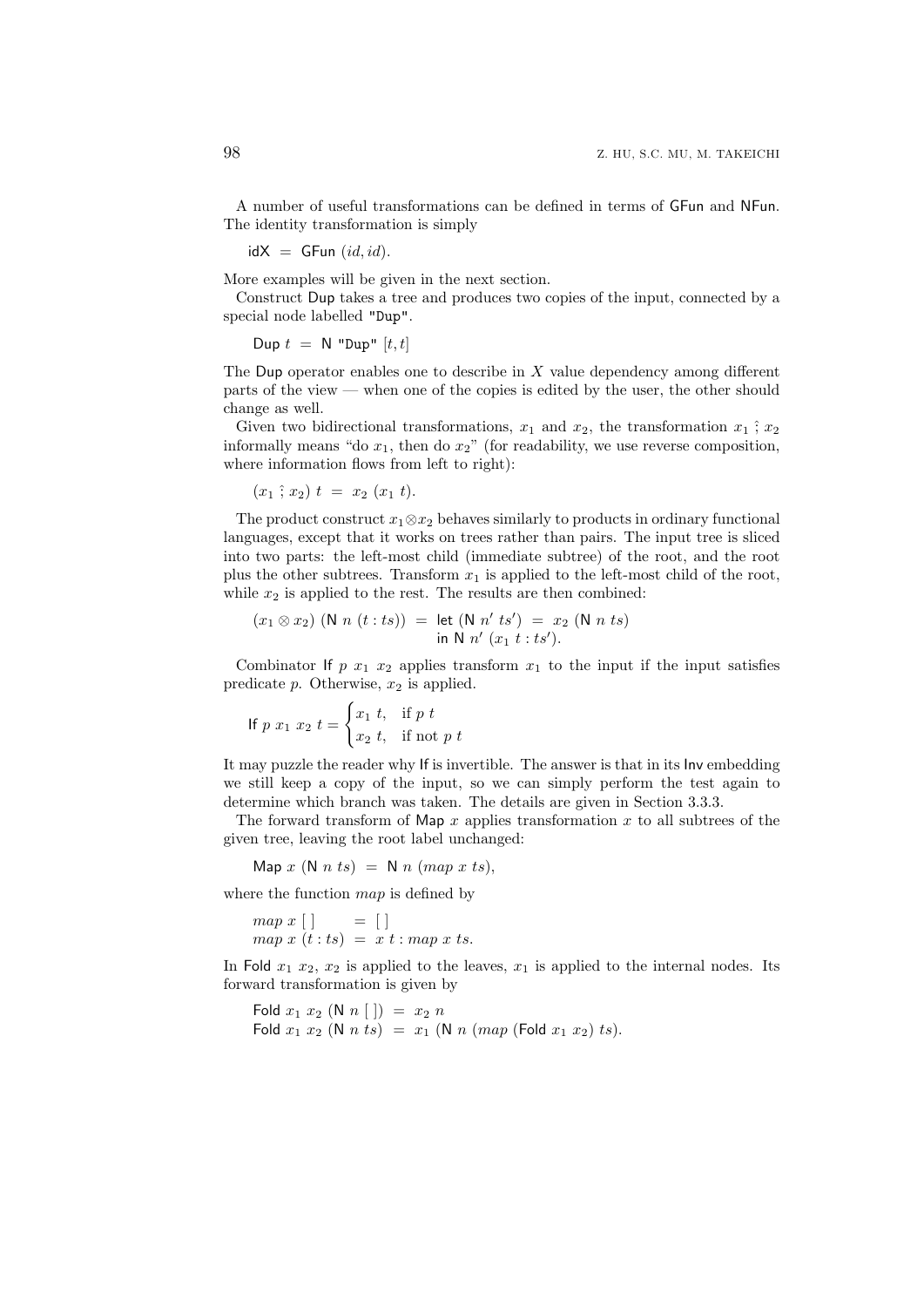A number of useful transformations can be defined in terms of $\mathsf{GFun}$ and $\mathsf{NFun}$. The identity transformation is simply

$$\mathsf{idX} \;=\; \mathsf{GFun}\ (id, id).$$

More examples will be given in the next section.

Construct $\mathsf{Dup}$ takes a tree and produces two copies of the input, connected by a special node labelled `"Dup"`.

$$\mathsf{Dup}\ t \;=\; \mathsf{N}\ \texttt{"Dup"}\ [t, t]$$

The $\mathsf{Dup}$ operator enables one to describe in $X$ value dependency among different parts of the view — when one of the copies is edited by the user, the other should change as well.

Given two bidirectional transformations, $x_1$ and $x_2$, the transformation $x_1 \,\hat{;}\, x_2$ informally means "do $x_1$, then do $x_2$" (for readability, we use reverse composition, where information flows from left to right):

$$(x_1 \,\hat{;}\, x_2)\ t \;=\; x_2\ (x_1\ t).$$

The product construct $x_1 \otimes x_2$ behaves similarly to products in ordinary functional languages, except that it works on trees rather than pairs. The input tree is sliced into two parts: the left-most child (immediate subtree) of the root, and the root plus the other subtrees. Transform $x_1$ is applied to the left-most child of the root, while $x_2$ is applied to the rest. The results are then combined:

$$(x_1 \otimes x_2)\ (\mathsf{N}\ n\ (t : ts)) \;=\; \mathsf{let}\ (\mathsf{N}\ n'\ ts') \;=\; x_2\ (\mathsf{N}\ n\ ts)\ \mathsf{in}\ \mathsf{N}\ n'\ (x_1\ t : ts').$$

Combinator $\mathsf{If}\ p\ x_1\ x_2$ applies transform $x_1$ to the input if the input satisfies predicate $p$. Otherwise, $x_2$ is applied.

$$\mathsf{If}\ p\ x_1\ x_2\ t = \begin{cases} x_1\ t, & \text{if } p\ t \\ x_2\ t, & \text{if not } p\ t \end{cases}$$

It may puzzle the reader why $\mathsf{If}$ is invertible. The answer is that in its $\mathsf{Inv}$ embedding we still keep a copy of the input, so we can simply perform the test again to determine which branch was taken. The details are given in Section 3.3.3.

The forward transform of $\mathsf{Map}\ x$ applies transformation $x$ to all subtrees of the given tree, leaving the root label unchanged:

$$\mathsf{Map}\ x\ (\mathsf{N}\ n\ ts) \;=\; \mathsf{N}\ n\ (map\ x\ ts),$$

where the function $map$ is defined by

$$\begin{aligned} map\ x\ [\,] \quad &= [\,] \\ map\ x\ (t : ts) &= x\ t : map\ x\ ts. \end{aligned}$$

In $\mathsf{Fold}\ x_1\ x_2$, $x_2$ is applied to the leaves, $x_1$ is applied to the internal nodes. Its forward transformation is given by

$$\begin{aligned} \mathsf{Fold}\ x_1\ x_2\ (\mathsf{N}\ n\ [\,]) &= x_2\ n \\ \mathsf{Fold}\ x_1\ x_2\ (\mathsf{N}\ n\ ts) &= x_1\ (\mathsf{N}\ n\ (map\ (\mathsf{Fold}\ x_1\ x_2)\ ts)). \end{aligned}$$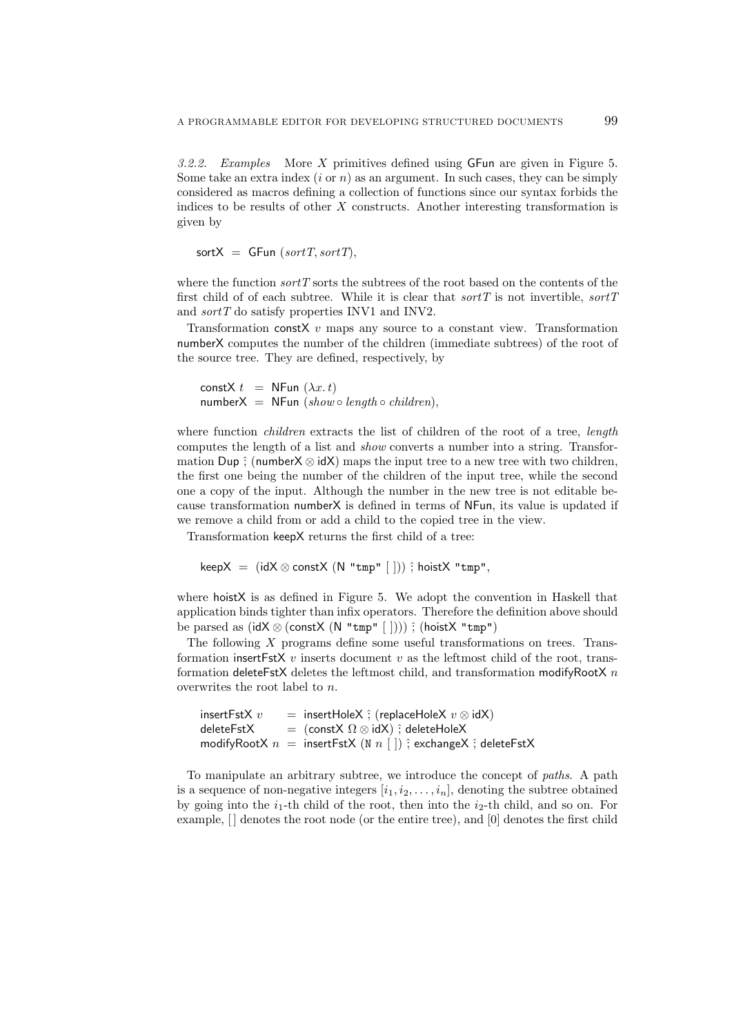*3.2.2. Examples* More $X$ primitives defined using GFun are given in Figure 5. Some take an extra index ($i$ or $n$) as an argument. In such cases, they can be simply considered as macros defining a collection of functions since our syntax forbids the indices to be results of other $X$ constructs. Another interesting transformation is given by

$$\mathsf{sortX} \;=\; \mathsf{GFun}\;(\mathit{sortT}, \mathit{sortT}),$$

where the function *sortT* sorts the subtrees of the root based on the contents of the first child of of each subtree. While it is clear that *sortT* is not invertible, *sortT* and *sortT* do satisfy properties INV1 and INV2.

Transformation constX $v$ maps any source to a constant view. Transformation numberX computes the number of the children (immediate subtrees) of the root of the source tree. They are defined, respectively, by

$$\begin{aligned}\mathsf{constX}\;t \;&=\; \mathsf{NFun}\;(\lambda x.\, t)\\ \mathsf{numberX} \;&=\; \mathsf{NFun}\;(\mathit{show} \circ \mathit{length} \circ \mathit{children}),\end{aligned}$$

where function *children* extracts the list of children of the root of a tree, *length* computes the length of a list and *show* converts a number into a string. Transformation $\mathsf{Dup} \,⨾\, (\mathsf{numberX} \otimes \mathsf{idX})$ maps the input tree to a new tree with two children, the first one being the number of the children of the input tree, while the second one a copy of the input. Although the number in the new tree is not editable because transformation numberX is defined in terms of NFun, its value is updated if we remove a child from or add a child to the copied tree in the view.

Transformation keepX returns the first child of a tree:

$$\mathsf{keepX} \;=\; (\mathsf{idX} \otimes \mathsf{constX}\;(\mathsf{N}\;\texttt{"tmp"}\;[\,]))\;⨾\;\mathsf{hoistX}\;\texttt{"tmp"},$$

where hoistX is as defined in Figure 5. We adopt the convention in Haskell that application binds tighter than infix operators. Therefore the definition above should be parsed as $(\mathsf{idX} \otimes (\mathsf{constX}\;(\mathsf{N}\;\texttt{"tmp"}\;[\,])))\;⨾\;(\mathsf{hoistX}\;\texttt{"tmp"})$

The following $X$ programs define some useful transformations on trees. Transformation insertFstX $v$ inserts document $v$ as the leftmost child of the root, transformation deleteFstX deletes the leftmost child, and transformation modifyRootX $n$ overwrites the root label to $n$.

$$\begin{aligned}\mathsf{insertFstX}\;v \;&=\; \mathsf{insertHoleX}\;⨾\;(\mathsf{replaceHoleX}\;v \otimes \mathsf{idX})\\ \mathsf{deleteFstX} \;&=\; (\mathsf{constX}\;\Omega \otimes \mathsf{idX})\;⨾\;\mathsf{deleteHoleX}\\ \mathsf{modifyRootX}\;n \;&=\; \mathsf{insertFstX}\;(\mathtt{N}\;n\;[\,])\;⨾\;\mathsf{exchangeX}\;⨾\;\mathsf{deleteFstX}\end{aligned}$$

To manipulate an arbitrary subtree, we introduce the concept of *paths*. A path is a sequence of non-negative integers $[i_1, i_2, \ldots, i_n]$, denoting the subtree obtained by going into the $i_1$-th child of the root, then into the $i_2$-th child, and so on. For example, $[\,]$ denotes the root node (or the entire tree), and $[0]$ denotes the first child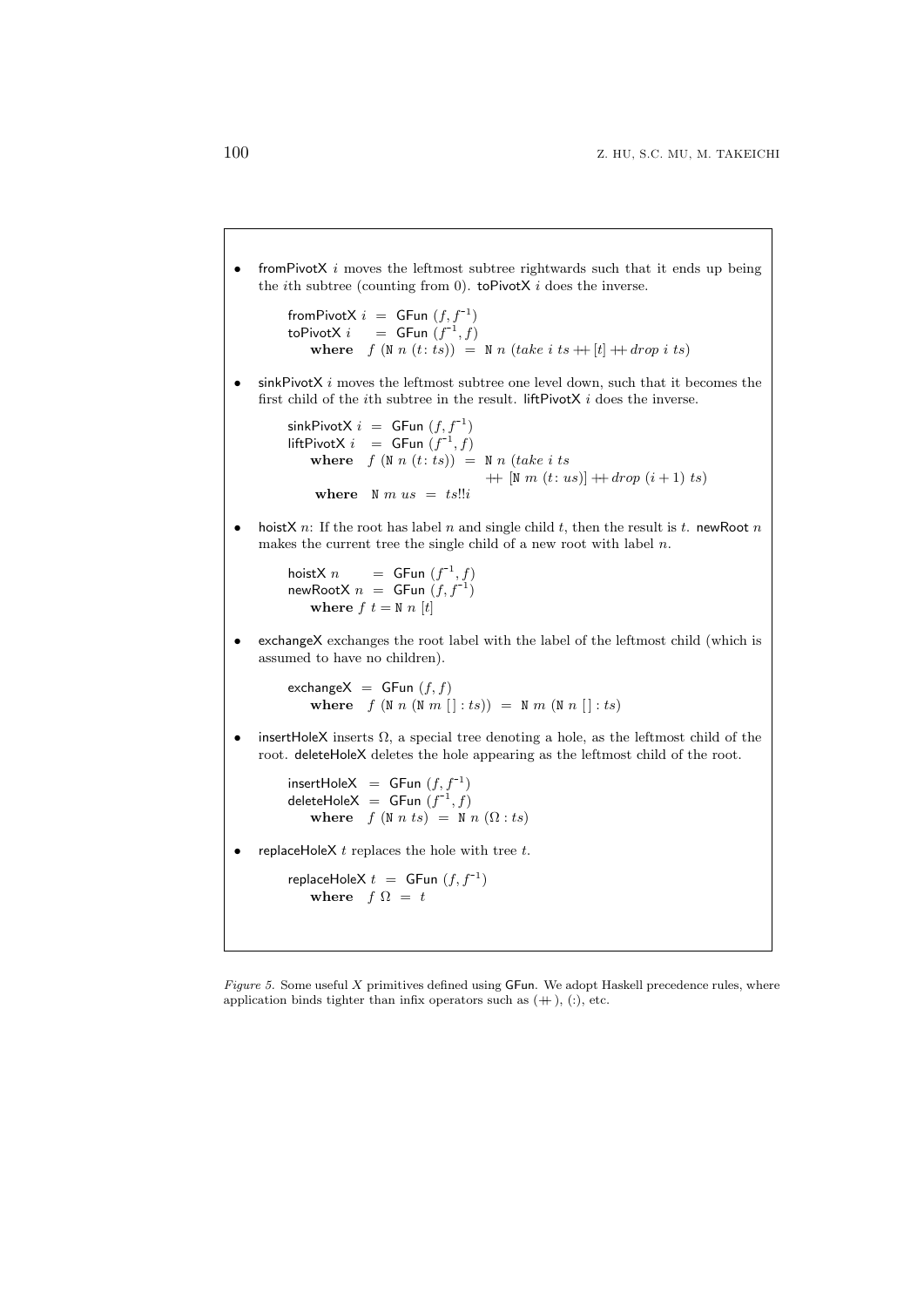- fromPivotX $i$ moves the leftmost subtree rightwards such that it ends up being the $i$th subtree (counting from 0). toPivotX $i$ does the inverse.

$$
\begin{aligned}
&\mathsf{fromPivotX}\ i \ = \ \mathsf{GFun}\ (f, f^{-1}) \\
&\mathsf{toPivotX}\ i \quad = \ \mathsf{GFun}\ (f^{-1}, f) \\
&\qquad \textbf{where} \quad f\ (\mathtt{N}\ n\ (t\colon ts)) \ = \ \mathtt{N}\ n\ (take\ i\ ts \mathbin{+\!\!+} [t] \mathbin{+\!\!+} drop\ i\ ts)
\end{aligned}
$$

- sinkPivotX $i$ moves the leftmost subtree one level down, such that it becomes the first child of the $i$th subtree in the result. liftPivotX $i$ does the inverse.

$$
\begin{aligned}
&\mathsf{sinkPivotX}\ i \ = \ \mathsf{GFun}\ (f, f^{-1}) \\
&\mathsf{liftPivotX}\ i \ \ = \ \mathsf{GFun}\ (f^{-1}, f) \\
&\qquad \textbf{where} \quad f\ (\mathtt{N}\ n\ (t\colon ts)) \ = \ \mathtt{N}\ n\ (take\ i\ ts \\
&\qquad\qquad\qquad\qquad\qquad \mathbin{+\!\!+} [\mathtt{N}\ m\ (t\colon us)] \mathbin{+\!\!+} drop\ (i+1)\ ts) \\
&\qquad\quad \textbf{where} \quad \mathtt{N}\ m\ us \ = \ ts!!i
\end{aligned}
$$

- hoistX $n$: If the root has label $n$ and single child $t$, then the result is $t$. newRoot $n$ makes the current tree the single child of a new root with label $n$.

$$
\begin{aligned}
&\mathsf{hoistX}\ n \qquad = \ \mathsf{GFun}\ (f^{-1}, f) \\
&\mathsf{newRootX}\ n \ = \ \mathsf{GFun}\ (f, f^{-1}) \\
&\qquad \textbf{where}\ f\ t = \mathtt{N}\ n\ [t]
\end{aligned}
$$

- exchangeX exchanges the root label with the label of the leftmost child (which is assumed to have no children).

$$
\begin{aligned}
&\mathsf{exchangeX} \ = \ \mathsf{GFun}\ (f, f) \\
&\qquad \textbf{where} \quad f\ (\mathtt{N}\ n\ (\mathtt{N}\ m\ []\ \colon ts)) \ = \ \mathtt{N}\ m\ (\mathtt{N}\ n\ []\ \colon ts)
\end{aligned}
$$

- insertHoleX inserts $\Omega$, a special tree denoting a hole, as the leftmost child of the root. deleteHoleX deletes the hole appearing as the leftmost child of the root.

$$
\begin{aligned}
&\mathsf{insertHoleX} \ = \ \mathsf{GFun}\ (f, f^{-1}) \\
&\mathsf{deleteHoleX} \ = \ \mathsf{GFun}\ (f^{-1}, f) \\
&\qquad \textbf{where} \quad f\ (\mathtt{N}\ n\ ts) \ = \ \mathtt{N}\ n\ (\Omega : ts)
\end{aligned}
$$

- replaceHoleX $t$ replaces the hole with tree $t$.

$$
\begin{aligned}
&\mathsf{replaceHoleX}\ t \ = \ \mathsf{GFun}\ (f, f^{-1}) \\
&\qquad \textbf{where} \quad f\ \Omega \ = \ t
\end{aligned}
$$

*Figure 5.* Some useful $X$ primitives defined using GFun. We adopt Haskell precedence rules, where application binds tighter than infix operators such as $(\mathbin{+\!\!+})$, $(:)$, etc.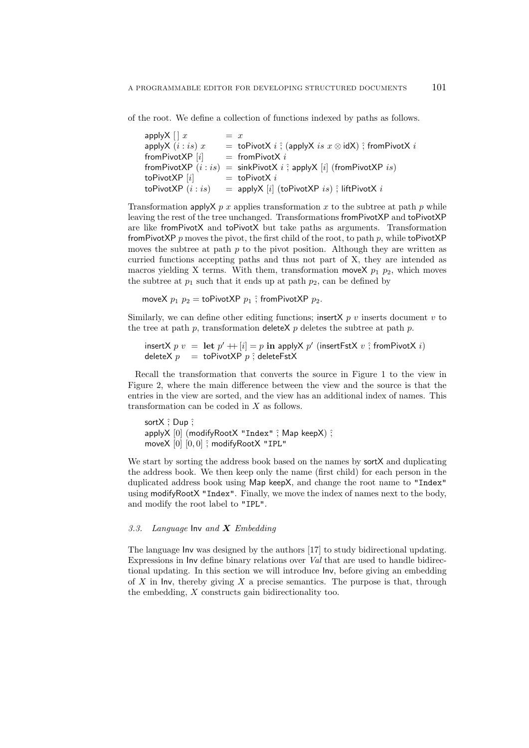of the root. We define a collection of functions indexed by paths as follows.

$$
\begin{array}{lcl}
\mathsf{applyX}\ [\,]\ x & = & x \\
\mathsf{applyX}\ (i:is)\ x & = & \mathsf{toPivotX}\ i \mathbin{⨾} (\mathsf{applyX}\ is\ x \otimes \mathsf{idX}) \mathbin{⨾} \mathsf{fromPivotX}\ i \\
\mathsf{fromPivotXP}\ [i] & = & \mathsf{fromPivotX}\ i \\
\mathsf{fromPivotXP}\ (i:is) & = & \mathsf{sinkPivotX}\ i \mathbin{⨾} \mathsf{applyX}\ [i]\ (\mathsf{fromPivotXP}\ is) \\
\mathsf{toPivotXP}\ [i] & = & \mathsf{toPivotX}\ i \\
\mathsf{toPivotXP}\ (i:is) & = & \mathsf{applyX}\ [i]\ (\mathsf{toPivotXP}\ is) \mathbin{⨾} \mathsf{liftPivotX}\ i
\end{array}
$$

Transformation applyX $p$ $x$ applies transformation $x$ to the subtree at path $p$ while leaving the rest of the tree unchanged. Transformations fromPivotXP and toPivotXP are like fromPivotX and toPivotX but take paths as arguments. Transformation fromPivotXP $p$ moves the pivot, the first child of the root, to path $p$, while toPivotXP moves the subtree at path $p$ to the pivot position. Although they are written as curried functions accepting paths and thus not part of X, they are intended as macros yielding X terms. With them, transformation moveX $p_1$ $p_2$, which moves the subtree at $p_1$ such that it ends up at path $p_2$, can be defined by

$$\mathsf{moveX}\ p_1\ p_2 = \mathsf{toPivotXP}\ p_1 \mathbin{⨾} \mathsf{fromPivotXP}\ p_2.$$

Similarly, we can define other editing functions; insertX $p$ $v$ inserts document $v$ to the tree at path $p$, transformation deleteX $p$ deletes the subtree at path $p$.

$$
\begin{array}{lcl}
\mathsf{insertX}\ p\ v & = & \mathbf{let}\ p' \mathbin{+\!\!+} [i] = p\ \mathbf{in}\ \mathsf{applyX}\ p'\ (\mathsf{insertFstX}\ v \mathbin{⨾} \mathsf{fromPivotX}\ i) \\
\mathsf{deleteX}\ p & = & \mathsf{toPivotXP}\ p \mathbin{⨾} \mathsf{deleteFstX}
\end{array}
$$

Recall the transformation that converts the source in Figure 1 to the view in Figure 2, where the main difference between the view and the source is that the entries in the view are sorted, and the view has an additional index of names. This transformation can be coded in $X$ as follows.

```
sortX ⨾ Dup ⨾
applyX [0] (modifyRootX "Index" ⨾ Map keepX) ⨾
moveX [0] [0, 0] ⨾ modifyRootX "IPL"
```

We start by sorting the address book based on the names by sortX and duplicating the address book. We then keep only the name (first child) for each person in the duplicated address book using Map keepX, and change the root name to "Index" using modifyRootX "Index". Finally, we move the index of names next to the body, and modify the root label to "IPL".

### 3.3. *Language* Inv *and* $\boldsymbol{X}$ *Embedding*

The language Inv was designed by the authors [17] to study bidirectional updating. Expressions in Inv define binary relations over *Val* that are used to handle bidirectional updating. In this section we will introduce Inv, before giving an embedding of $X$ in Inv, thereby giving $X$ a precise semantics. The purpose is that, through the embedding, $X$ constructs gain bidirectionality too.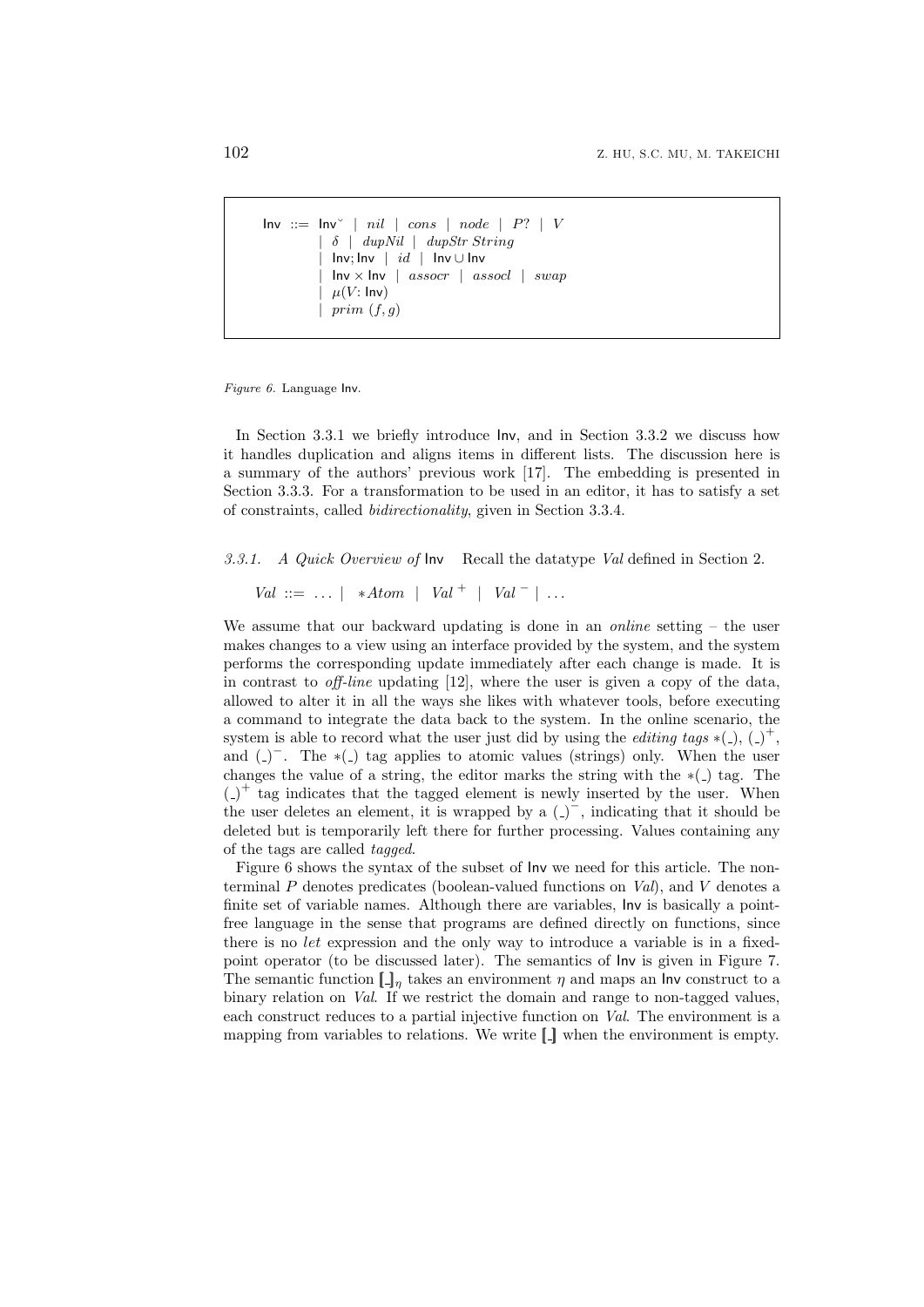$$
\begin{array}{rcl}
\mathsf{Inv} & ::= & \mathsf{Inv}^{\smile} \mid nil \mid cons \mid node \mid P? \mid V \\
& \mid & \delta \mid dupNil \mid dupStr\ String \\
& \mid & \mathsf{Inv};\mathsf{Inv} \mid id \mid \mathsf{Inv} \cup \mathsf{Inv} \\
& \mid & \mathsf{Inv} \times \mathsf{Inv} \mid assocr \mid assocl \mid swap \\
& \mid & \mu(V\!: \mathsf{Inv}) \\
& \mid & prim\ (f, g)
\end{array}
$$

*Figure 6.* Language Inv.

In Section 3.3.1 we briefly introduce Inv, and in Section 3.3.2 we discuss how it handles duplication and aligns items in different lists. The discussion here is a summary of the authors' previous work [17]. The embedding is presented in Section 3.3.3. For a transformation to be used in an editor, it has to satisfy a set of constraints, called *bidirectionality*, given in Section 3.3.4.

*3.3.1. A Quick Overview of* Inv Recall the datatype *Val* defined in Section 2.

$$
Val ::= \ \dots \mid \ *Atom \ \mid \ Val^{+} \ \mid \ Val^{-} \mid \dots
$$

We assume that our backward updating is done in an *online* setting – the user makes changes to a view using an interface provided by the system, and the system performs the corresponding update immediately after each change is made. It is in contrast to *off-line* updating [12], where the user is given a copy of the data, allowed to alter it in all the ways she likes with whatever tools, before executing a command to integrate the data back to the system. In the online scenario, the system is able to record what the user just did by using the *editing tags* $*(\_)$, $(\_)^{+}$, and $(\_)^{-}$. The $*(\_)$ tag applies to atomic values (strings) only. When the user changes the value of a string, the editor marks the string with the $*(\_)$ tag. The $(\_)^{+}$ tag indicates that the tagged element is newly inserted by the user. When the user deletes an element, it is wrapped by a $(\_)^{-}$, indicating that it should be deleted but is temporarily left there for further processing. Values containing any of the tags are called *tagged*.

Figure 6 shows the syntax of the subset of Inv we need for this article. The non-terminal $P$ denotes predicates (boolean-valued functions on *Val*), and $V$ denotes a finite set of variable names. Although there are variables, Inv is basically a point-free language in the sense that programs are defined directly on functions, since there is no *let* expression and the only way to introduce a variable is in a fixed-point operator (to be discussed later). The semantics of Inv is given in Figure 7. The semantic function $[\![\_]\!]_{\eta}$ takes an environment $\eta$ and maps an Inv construct to a binary relation on *Val*. If we restrict the domain and range to non-tagged values, each construct reduces to a partial injective function on *Val*. The environment is a mapping from variables to relations. We write $[\![\_]\!]$ when the environment is empty.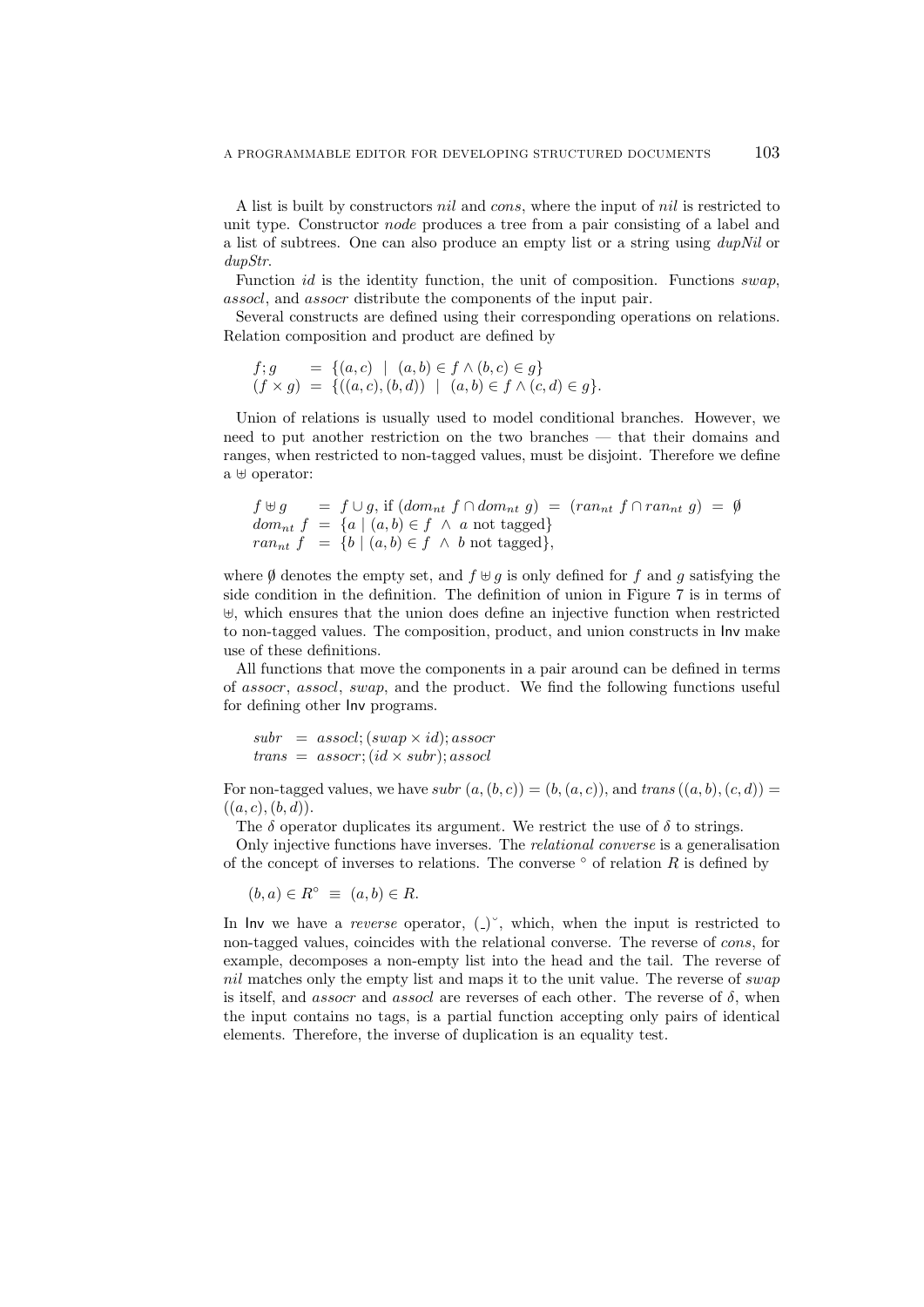A list is built by constructors *nil* and *cons*, where the input of *nil* is restricted to unit type. Constructor *node* produces a tree from a pair consisting of a label and a list of subtrees. One can also produce an empty list or a string using *dupNil* or *dupStr*.

Function *id* is the identity function, the unit of composition. Functions *swap*, *assocl*, and *assocr* distribute the components of the input pair.

Several constructs are defined using their corresponding operations on relations. Relation composition and product are defined by

$$
\begin{aligned}
f; g \quad &= \{(a,c) \mid (a,b) \in f \wedge (b,c) \in g\} \\
(f \times g) &= \{((a,c),(b,d)) \mid (a,b) \in f \wedge (c,d) \in g\}.
\end{aligned}
$$

Union of relations is usually used to model conditional branches. However, we need to put another restriction on the two branches — that their domains and ranges, when restricted to non-tagged values, must be disjoint. Therefore we define a $\uplus$ operator:

$$
\begin{aligned}
f \uplus g \quad &= f \cup g, \text{ if } (dom_{nt}\, f \cap dom_{nt}\, g) = (ran_{nt}\, f \cap ran_{nt}\, g) = \emptyset \\
dom_{nt}\, f &= \{a \mid (a,b) \in f \;\wedge\; a \text{ not tagged}\} \\
ran_{nt}\, f &= \{b \mid (a,b) \in f \;\wedge\; b \text{ not tagged}\},
\end{aligned}
$$

where $\emptyset$ denotes the empty set, and $f \uplus g$ is only defined for $f$ and $g$ satisfying the side condition in the definition. The definition of union in Figure 7 is in terms of $\uplus$, which ensures that the union does define an injective function when restricted to non-tagged values. The composition, product, and union constructs in Inv make use of these definitions.

All functions that move the components in a pair around can be defined in terms of *assocr*, *assocl*, *swap*, and the product. We find the following functions useful for defining other Inv programs.

$$
\begin{aligned}
subr &= assocl; (swap \times id); assocr \\
trans &= assocr; (id \times subr); assocl
\end{aligned}
$$

For non-tagged values, we have $subr\,(a,(b,c)) = (b,(a,c))$, and $trans\,((a,b),(c,d)) = ((a,c),(b,d))$.

The $\delta$ operator duplicates its argument. We restrict the use of $\delta$ to strings.

Only injective functions have inverses. The *relational converse* is a generalisation of the concept of inverses to relations. The converse $^\circ$ of relation $R$ is defined by

$$
(b,a) \in R^\circ \;\equiv\; (a,b) \in R.
$$

In Inv we have a *reverse* operator, $(\_)^{\smile}$, which, when the input is restricted to non-tagged values, coincides with the relational converse. The reverse of *cons*, for example, decomposes a non-empty list into the head and the tail. The reverse of *nil* matches only the empty list and maps it to the unit value. The reverse of *swap* is itself, and *assocr* and *assocl* are reverses of each other. The reverse of $\delta$, when the input contains no tags, is a partial function accepting only pairs of identical elements. Therefore, the inverse of duplication is an equality test.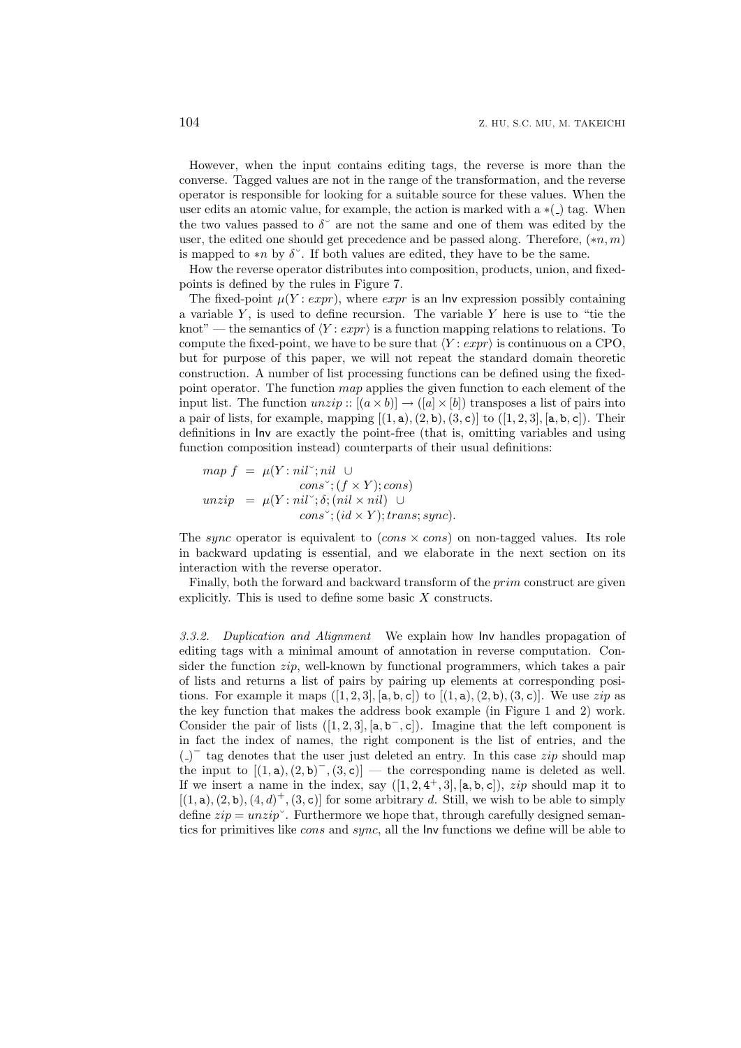However, when the input contains editing tags, the reverse is more than the converse. Tagged values are not in the range of the transformation, and the reverse operator is responsible for looking for a suitable source for these values. When the user edits an atomic value, for example, the action is marked with a $*(\_)$ tag. When the two values passed to $\delta^{\smile}$ are not the same and one of them was edited by the user, the edited one should get precedence and be passed along. Therefore, $(*n, m)$ is mapped to $*n$ by $\delta^{\smile}$. If both values are edited, they have to be the same.

How the reverse operator distributes into composition, products, union, and fixed-points is defined by the rules in Figure 7.

The fixed-point $\mu(Y : expr)$, where $expr$ is an Inv expression possibly containing a variable $Y$, is used to define recursion. The variable $Y$ here is use to "tie the knot" — the semantics of $\langle Y : expr\rangle$ is a function mapping relations to relations. To compute the fixed-point, we have to be sure that $\langle Y : expr\rangle$ is continuous on a CPO, but for purpose of this paper, we will not repeat the standard domain theoretic construction. A number of list processing functions can be defined using the fixed-point operator. The function $map$ applies the given function to each element of the input list. The function $unzip :: [(a \times b)] \to ([a] \times [b])$ transposes a list of pairs into a pair of lists, for example, mapping $[(1, \mathsf{a}), (2, \mathsf{b}), (3, \mathsf{c})]$ to $([1, 2, 3], [\mathsf{a}, \mathsf{b}, \mathsf{c}])$. Their definitions in Inv are exactly the point-free (that is, omitting variables and using function composition instead) counterparts of their usual definitions:

$$
\begin{aligned}
map\ f &= \mu(Y : nil^{\smile}; nil \ \cup \\
&\qquad\quad cons^{\smile}; (f \times Y); cons) \\
unzip &= \mu(Y : nil^{\smile}; \delta; (nil \times nil) \ \cup \\
&\qquad\quad cons^{\smile}; (id \times Y); trans; sync).
\end{aligned}
$$

The $sync$ operator is equivalent to $(cons \times cons)$ on non-tagged values. Its role in backward updating is essential, and we elaborate in the next section on its interaction with the reverse operator.

Finally, both the forward and backward transform of the $prim$ construct are given explicitly. This is used to define some basic $X$ constructs.

#### 3.3.2. Duplication and Alignment

We explain how Inv handles propagation of editing tags with a minimal amount of annotation in reverse computation. Consider the function $zip$, well-known by functional programmers, which takes a pair of lists and returns a list of pairs by pairing up elements at corresponding positions. For example it maps $([1, 2, 3], [\mathsf{a}, \mathsf{b}, \mathsf{c}])$ to $[(1, \mathsf{a}), (2, \mathsf{b}), (3, \mathsf{c})]$. We use $zip$ as the key function that makes the address book example (in Figure 1 and 2) work. Consider the pair of lists $([1, 2, 3], [\mathsf{a}, \mathsf{b}^-, \mathsf{c}])$. Imagine that the left component is in fact the index of names, the right component is the list of entries, and the $(\_)^-$ tag denotes that the user just deleted an entry. In this case $zip$ should map the input to $[(1, \mathsf{a}), (2, \mathsf{b})^-, (3, \mathsf{c})]$ — the corresponding name is deleted as well. If we insert a name in the index, say $([1, 2, 4^+, 3], [\mathsf{a}, \mathsf{b}, \mathsf{c}])$, $zip$ should map it to $[(1, \mathsf{a}), (2, \mathsf{b}), (4, d)^+, (3, \mathsf{c})]$ for some arbitrary $d$. Still, we wish to be able to simply define $zip = unzip^{\smile}$. Furthermore we hope that, through carefully designed semantics for primitives like $cons$ and $sync$, all the Inv functions we define will be able to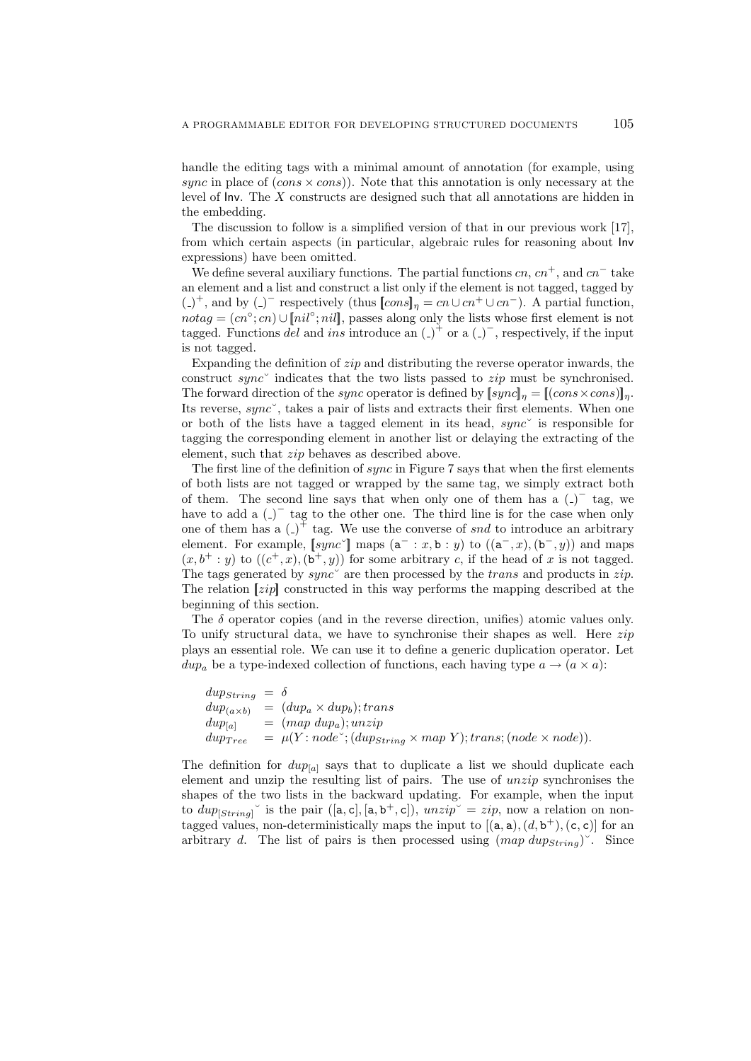handle the editing tags with a minimal amount of annotation (for example, using *sync* in place of $(cons \times cons)$). Note that this annotation is only necessary at the level of Inv. The $X$ constructs are designed such that all annotations are hidden in the embedding.

The discussion to follow is a simplified version of that in our previous work [17], from which certain aspects (in particular, algebraic rules for reasoning about Inv expressions) have been omitted.

We define several auxiliary functions. The partial functions $cn$, $cn^+$, and $cn^-$ take an element and a list and construct a list only if the element is not tagged, tagged by $(\_)^+$, and by $(\_)^-$ respectively (thus $[\![cons]\!]_\eta = cn \cup cn^+ \cup cn^-$). A partial function, $notag = (cn^\circ; cn) \cup [\![nil^\circ; nil]\!]$, passes along only the lists whose first element is not tagged. Functions *del* and *ins* introduce an $(\_)^+$ or a $(\_)^-$, respectively, if the input is not tagged.

Expanding the definition of *zip* and distributing the reverse operator inwards, the construct $sync^{\smallsmile}$ indicates that the two lists passed to *zip* must be synchronised. The forward direction of the *sync* operator is defined by $[\![sync]\!]_\eta = [\![(cons \times cons)]\!]_\eta$. Its reverse, $sync^{\smallsmile}$, takes a pair of lists and extracts their first elements. When one or both of the lists have a tagged element in its head, $sync^{\smallsmile}$ is responsible for tagging the corresponding element in another list or delaying the extracting of the element, such that *zip* behaves as described above.

The first line of the definition of *sync* in Figure 7 says that when the first elements of both lists are not tagged or wrapped by the same tag, we simply extract both of them. The second line says that when only one of them has a $(\_)^-$ tag, we have to add a $(\_)^-$ tag to the other one. The third line is for the case when only one of them has a $(\_)^+$ tag. We use the converse of *snd* to introduce an arbitrary element. For example, $[\![sync^{\smallsmile}]\!]$ maps $(\mathsf{a}^- : x, \mathsf{b} : y)$ to $((\mathsf{a}^-, x), (\mathsf{b}^-, y))$ and maps $(x, b^+ : y)$ to $((c^+, x), (\mathsf{b}^+, y))$ for some arbitrary $c$, if the head of $x$ is not tagged. The tags generated by $sync^{\smallsmile}$ are then processed by the *trans* and products in *zip*. The relation $[\![zip]\!]$ constructed in this way performs the mapping described at the beginning of this section.

The $\delta$ operator copies (and in the reverse direction, unifies) atomic values only. To unify structural data, we have to synchronise their shapes as well. Here *zip* plays an essential role. We can use it to define a generic duplication operator. Let $dup_a$ be a type-indexed collection of functions, each having type $a \to (a \times a)$:

$$
\begin{aligned}
dup_{String} &= \delta \\
dup_{(a \times b)} &= (dup_a \times dup_b); trans \\
dup_{[a]} &= (map\ dup_a); unzip \\
dup_{Tree} &= \mu(Y : node^{\smallsmile}; (dup_{String} \times map\ Y); trans; (node \times node)).
\end{aligned}
$$

The definition for $dup_{[a]}$ says that to duplicate a list we should duplicate each element and unzip the resulting list of pairs. The use of *unzip* synchronises the shapes of the two lists in the backward updating. For example, when the input to $dup_{[String]}{}^{\smallsmile}$ is the pair $([\mathsf{a}, \mathsf{c}], [\mathsf{a}, \mathsf{b}^+, \mathsf{c}])$, $unzip^{\smallsmile} = zip$, now a relation on non-tagged values, non-deterministically maps the input to $[(\mathsf{a}, \mathsf{a}), (d, \mathsf{b}^+), (\mathsf{c}, \mathsf{c})]$ for an arbitrary $d$. The list of pairs is then processed using $(map\ dup_{String})^{\smallsmile}$. Since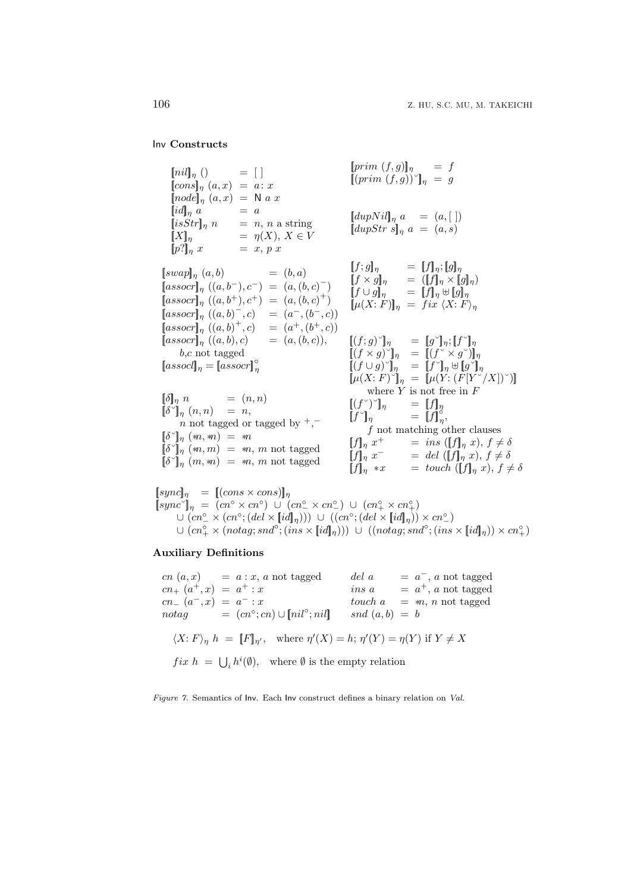**Inv Constructs**

$$
\begin{array}{lll}
[\![nil]\!]_\eta\ () & = & [\,] \\
[\![cons]\!]_\eta\ (a,x) & = & a\colon x \\
[\![node]\!]_\eta\ (a,x) & = & \mathsf{N}\ a\ x \\
[\![id]\!]_\eta\ a & = & a \\
[\![isStr]\!]_\eta\ n & = & n,\ n \text{ a string} \\
[\![X]\!]_\eta & = & \eta(X),\ X \in V \\
[\![p?]\!]_\eta\ x & = & x,\ p\ x
\end{array}
$$

$$
\begin{array}{lll}
[\![prim\ (f,g)]\!]_\eta & = & f \\
[\![(prim\ (f,g))^{\smile}]\!]_\eta & = & g
\end{array}
$$

$$
\begin{array}{lll}
[\![dupNil]\!]_\eta\ a & = & (a,[\,]) \\
[\![dupStr\ s]\!]_\eta\ a & = & (a,s)
\end{array}
$$

$$
\begin{array}{lll}
[\![swap]\!]_\eta\ (a,b) & = & (b,a) \\
[\![assocr]\!]_\eta\ ((a,b^-),c^-) & = & (a,(b,c)^-) \\
[\![assocr]\!]_\eta\ ((a,b^+),c^+) & = & (a,(b,c)^+) \\
[\![assocr]\!]_\eta\ ((a,b)^-,c) & = & (a^-,(b^-,c)) \\
[\![assocr]\!]_\eta\ ((a,b)^+,c) & = & (a^+,(b^+,c)) \\
[\![assocr]\!]_\eta\ ((a,b),c) & = & (a,(b,c)), \\
\quad b,c \text{ not tagged} & & \\
[\![assocl]\!]_\eta = [\![assocr]\!]_\eta^{\circ} & &
\end{array}
$$

$$
\begin{array}{lll}
[\![f;g]\!]_\eta & = & [\![f]\!]_\eta;[\![g]\!]_\eta \\
[\![f\times g]\!]_\eta & = & ([\![f]\!]_\eta \times [\![g]\!]_\eta) \\
[\![f\cup g]\!]_\eta & = & [\![f]\!]_\eta \uplus [\![g]\!]_\eta \\
[\![\mu(X\colon F)]\!]_\eta & = & fix\ \langle X\colon F\rangle_\eta
\end{array}
$$

$$
\begin{array}{lll}
[\![\delta]\!]_\eta\ n & = & (n,n) \\
[\![\delta^{\smile}]\!]_\eta\ (n,n) & = & n, \\
\quad n \text{ not tagged or tagged by } {}^+,{}^- & & \\
[\![\delta^{\smile}]\!]_\eta\ (\circledast n,\circledast n) & = & \circledast n \\
[\![\delta^{\smile}]\!]_\eta\ (\circledast n,m) & = & \circledast n,\ m \text{ not tagged} \\
[\![\delta^{\smile}]\!]_\eta\ (m,\circledast n) & = & \circledast n,\ m \text{ not tagged}
\end{array}
$$

$$
\begin{array}{lll}
[\![(f;g)^{\smile}]\!]_\eta & = & [\![g^{\smile}]\!]_\eta;[\![f^{\smile}]\!]_\eta \\
[\![(f\times g)^{\smile}]\!]_\eta & = & [\![(f^{\smile}\times g^{\smile})]\!]_\eta \\
[\![(f\cup g)^{\smile}]\!]_\eta & = & [\![f^{\smile}]\!]_\eta \uplus [\![g^{\smile}]\!]_\eta \\
[\![\mu(X\colon F)^{\smile}]\!]_\eta & = & [\![\mu(Y\colon (F[Y^{\smile}/X])^{\smile})]\!] \\
\quad \text{where } Y \text{ is not free in } F & & \\
[\![(f^{\smile})^{\smile}]\!]_\eta & = & [\![f]\!]_\eta \\
[\![f^{\smile}]\!]_\eta & = & [\![f]\!]_\eta^{\circ}, \\
\quad f \text{ not matching other clauses} & & \\
[\![f]\!]_\eta\ x^+ & = & ins\ ([\![f]\!]_\eta\ x),\ f \neq \delta \\
[\![f]\!]_\eta\ x^- & = & del\ ([\![f]\!]_\eta\ x),\ f \neq \delta \\
[\![f]\!]_\eta\ {*x} & = & touch\ ([\![f]\!]_\eta\ x),\ f \neq \delta
\end{array}
$$

$$
\begin{array}{ll}
[\![sync]\!]_\eta & = [\![(cons \times cons)]\!]_\eta \\
[\![sync^{\smile}]\!]_\eta & = (cn^{\circ} \times cn^{\circ}) \ \cup\ (cn_-^{\circ} \times cn_-^{\circ}) \ \cup\ (cn_+^{\circ} \times cn_+^{\circ}) \\
& \quad \cup\ (cn_-^{\circ} \times (cn^{\circ};(del \times [\![id]\!]_\eta))) \ \cup\ ((cn^{\circ};(del \times [\![id]\!]_\eta)) \times cn_-^{\circ}) \\
& \quad \cup\ (cn_+^{\circ} \times (notag;snd^{\circ};(ins \times [\![id]\!]_\eta))) \ \cup\ ((notag;snd^{\circ};(ins \times [\![id]\!]_\eta)) \times cn_+^{\circ})
\end{array}
$$

**Auxiliary Definitions**

$$
\begin{array}{lll}
cn\ (a,x) & = & a : x,\ a \text{ not tagged} \\
cn_+\ (a^+,x) & = & a^+ : x \\
cn_-\ (a^-,x) & = & a^- : x \\
notag & = & (cn^{\circ};cn) \cup [\![nil^{\circ};nil]\!]
\end{array}
\qquad
\begin{array}{lll}
del\ a & = & a^-,\ a \text{ not tagged} \\
ins\ a & = & a^+,\ a \text{ not tagged} \\
touch\ a & = & \circledast n,\ n \text{ not tagged} \\
snd\ (a,b) & = & b
\end{array}
$$

$$\langle X\colon F\rangle_\eta\ h \ = \ [\![F]\!]_{\eta'}, \quad \text{where } \eta'(X) = h;\ \eta'(Y) = \eta(Y) \text{ if } Y \neq X$$

$$fix\ h \ = \ \bigcup_i h^i(\emptyset), \quad \text{where } \emptyset \text{ is the empty relation}$$

*Figure 7.* Semantics of Inv. Each Inv construct defines a binary relation on *Val*.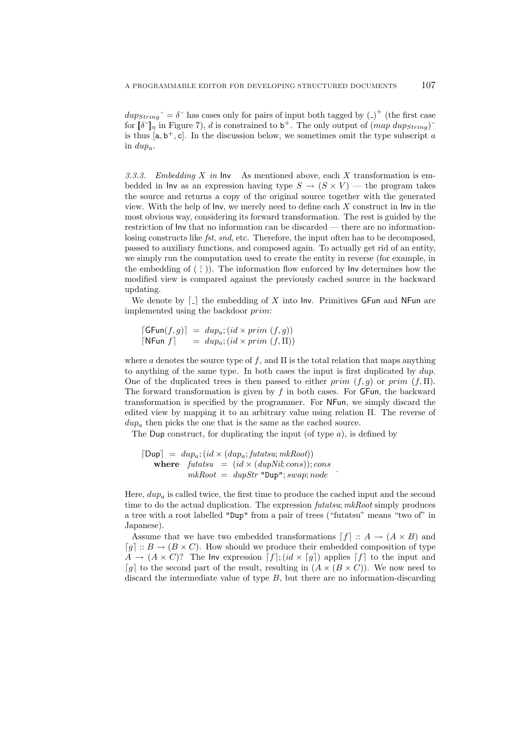$dup_{String}{}^{\smile} = \delta^{\smile}$ has cases only for pairs of input both tagged by $(\_)^{+}$ (the first case for $[\![\delta^{\smile}]\!]_{\eta}$ in Figure 7), $d$ is constrained to $\mathsf{b}^{+}$. The only output of $(map\ dup_{String})^{\smile}$ is thus $[\mathsf{a}, \mathsf{b}^{+}, \mathsf{c}]$. In the discussion below, we sometimes omit the type subscript $a$ in $dup_a$.

*3.3.3. Embedding $X$ in* Inv As mentioned above, each $X$ transformation is embedded in Inv as an expression having type $S \to (S \times V)$ — the program takes the source and returns a copy of the original source together with the generated view. With the help of Inv, we merely need to define each $X$ construct in Inv in the most obvious way, considering its forward transformation. The rest is guided by the restriction of Inv that no information can be discarded — there are no information-losing constructs like *fst*, *snd*, etc. Therefore, the input often has to be decomposed, passed to auxiliary functions, and composed again. To actually get rid of an entity, we simply run the computation used to create the entity in reverse (for example, in the embedding of $(\,\text{\textsuperscript{;}}\,))$. The information flow enforced by Inv determines how the modified view is compared against the previously cached source in the backward updating.

We denote by $\lceil \_ \rceil$ the embedding of $X$ into Inv. Primitives GFun and NFun are implemented using the backdoor *prim*:

$$
\begin{aligned}
\lceil \mathsf{GFun}(f, g) \rceil &= dup_a; (id \times prim\ (f, g)) \\
\lceil \mathsf{NFun}\ f \rceil &= dup_a; (id \times prim\ (f, \Pi))
\end{aligned}
$$

where $a$ denotes the source type of $f$, and $\Pi$ is the total relation that maps anything to anything of the same type. In both cases the input is first duplicated by *dup*. One of the duplicated trees is then passed to either $prim\ (f, g)$ or $prim\ (f, \Pi)$. The forward transformation is given by $f$ in both cases. For GFun, the backward transformation is specified by the programmer. For NFun, we simply discard the edited view by mapping it to an arbitrary value using relation $\Pi$. The reverse of $dup_a$ then picks the one that is the same as the cached source.

The Dup construct, for duplicating the input (of type $a$), is defined by

$$
\begin{aligned}
\lceil \mathsf{Dup} \rceil &= dup_a; (id \times (dup_a; futatsu; mkRoot)) \\
\textbf{where}\ \ futatsu &= (id \times (dupNil; cons)); cons \\
mkRoot &= dupStr\ \texttt{"Dup"}; swap; node
\end{aligned}
$$

Here, $dup_a$ is called twice, the first time to produce the cached input and the second time to do the actual duplication. The expression *futatsu*; *mkRoot* simply produces a tree with a root labelled `"Dup"` from a pair of trees ("futatsu" means "two of" in Japanese).

Assume that we have two embedded transformations $\lceil f \rceil :: A \to (A \times B)$ and $\lceil g \rceil :: B \to (B \times C)$. How should we produce their embedded composition of type $A \to (A \times C)$? The Inv expression $\lceil f \rceil; (id \times \lceil g \rceil)$ applies $\lceil f \rceil$ to the input and $\lceil g \rceil$ to the second part of the result, resulting in $(A \times (B \times C))$. We now need to discard the intermediate value of type $B$, but there are no information-discarding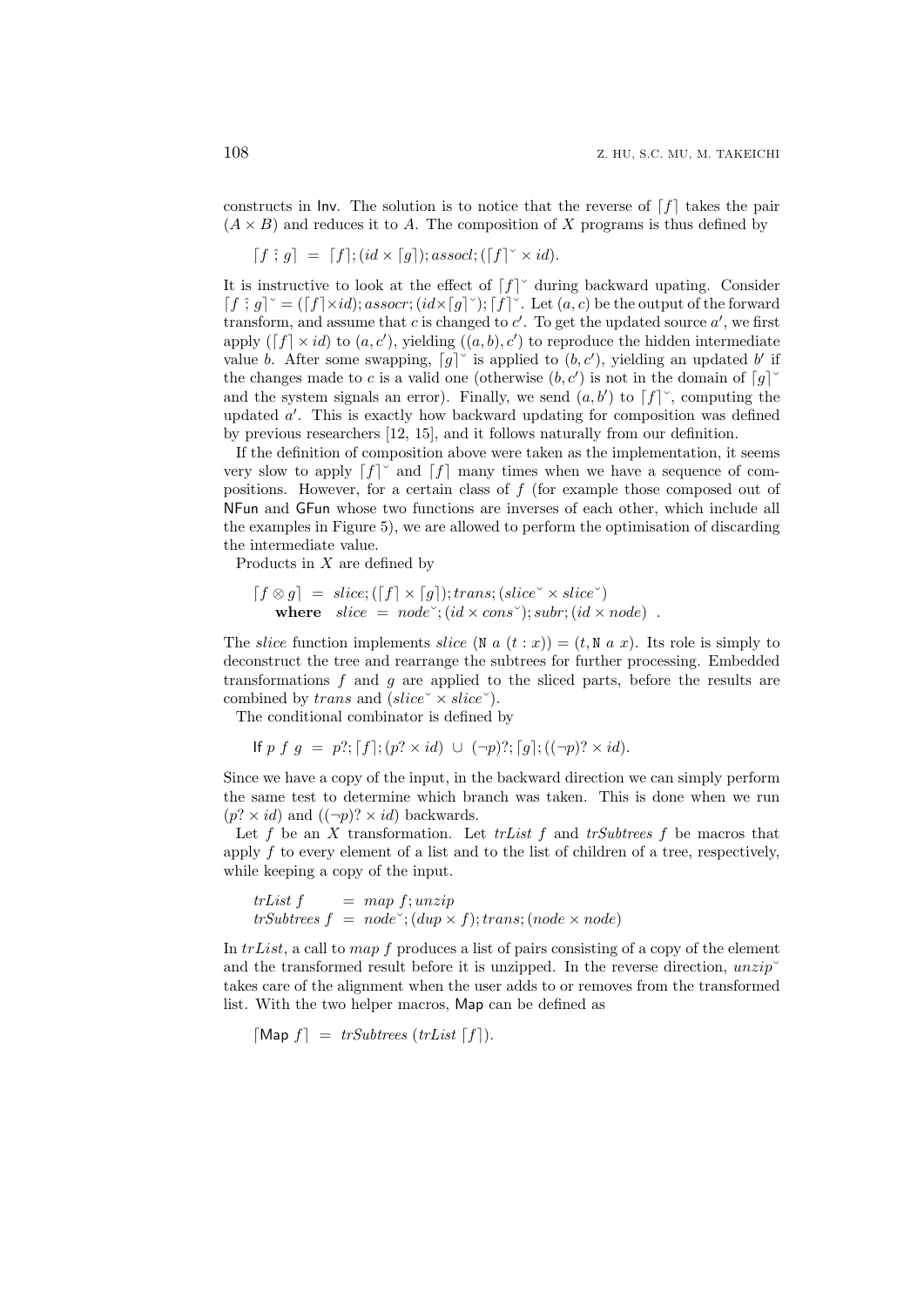constructs in Inv. The solution is to notice that the reverse of $\lceil f \rceil$ takes the pair $(A \times B)$ and reduces it to $A$. The composition of $X$ programs is thus defined by

$$\lceil f \mathbin{\hat{;}} g \rceil \;=\; \lceil f \rceil; (id \times \lceil g \rceil); assocl; (\lceil f \rceil^{\smile} \times id).$$

It is instructive to look at the effect of $\lceil f \rceil^{\smile}$ during backward upating. Consider $\lceil f \mathbin{\hat{;}} g \rceil^{\smile} = (\lceil f \rceil \times id); assocr; (id \times \lceil g \rceil^{\smile}); \lceil f \rceil^{\smile}$. Let $(a, c)$ be the output of the forward transform, and assume that $c$ is changed to $c'$. To get the updated source $a'$, we first apply $(\lceil f \rceil \times id)$ to $(a, c')$, yielding $((a, b), c')$ to reproduce the hidden intermediate value $b$. After some swapping, $\lceil g \rceil^{\smile}$ is applied to $(b, c')$, yielding an updated $b'$ if the changes made to $c$ is a valid one (otherwise $(b, c')$ is not in the domain of $\lceil g \rceil^{\smile}$ and the system signals an error). Finally, we send $(a, b')$ to $\lceil f \rceil^{\smile}$, computing the updated $a'$. This is exactly how backward updating for composition was defined by previous researchers [12, 15], and it follows naturally from our definition.

If the definition of composition above were taken as the implementation, it seems very slow to apply $\lceil f \rceil^{\smile}$ and $\lceil f \rceil$ many times when we have a sequence of compositions. However, for a certain class of $f$ (for example those composed out of NFun and GFun whose two functions are inverses of each other, which include all the examples in Figure 5), we are allowed to perform the optimisation of discarding the intermediate value.

Products in $X$ are defined by

$$\begin{array}{l} \lceil f \otimes g \rceil \;=\; slice; (\lceil f \rceil \times \lceil g \rceil); trans; (slice^{\smile} \times slice^{\smile}) \\ \quad \textbf{where} \quad slice \;=\; node^{\smile}; (id \times cons^{\smile}); subr; (id \times node) \enspace . \end{array}$$

The $slice$ function implements $slice\ (\mathtt{N}\ a\ (t : x)) = (t, \mathtt{N}\ a\ x)$. Its role is simply to deconstruct the tree and rearrange the subtrees for further processing. Embedded transformations $f$ and $g$ are applied to the sliced parts, before the results are combined by $trans$ and $(slice^{\smile} \times slice^{\smile})$.

The conditional combinator is defined by

$$\mathsf{If}\ p\ f\ g \;=\; p?; \lceil f \rceil; (p? \times id) \;\cup\; (\neg p)?; \lceil g \rceil; ((\neg p)? \times id).$$

Since we have a copy of the input, in the backward direction we can simply perform the same test to determine which branch was taken. This is done when we run $(p? \times id)$ and $((\neg p)? \times id)$ backwards.

Let $f$ be an $X$ transformation. Let $trList\ f$ and $trSubtrees\ f$ be macros that apply $f$ to every element of a list and to the list of children of a tree, respectively, while keeping a copy of the input.

$$\begin{array}{lcl} trList\ f & = & map\ f; unzip \\ trSubtrees\ f & = & node^{\smile}; (dup \times f); trans; (node \times node) \end{array}$$

In $trList$, a call to $map\ f$ produces a list of pairs consisting of a copy of the element and the transformed result before it is unzipped. In the reverse direction, $unzip^{\smile}$ takes care of the alignment when the user adds to or removes from the transformed list. With the two helper macros, Map can be defined as

$$\lceil \mathsf{Map}\ f \rceil \;=\; trSubtrees\ (trList\ \lceil f \rceil).$$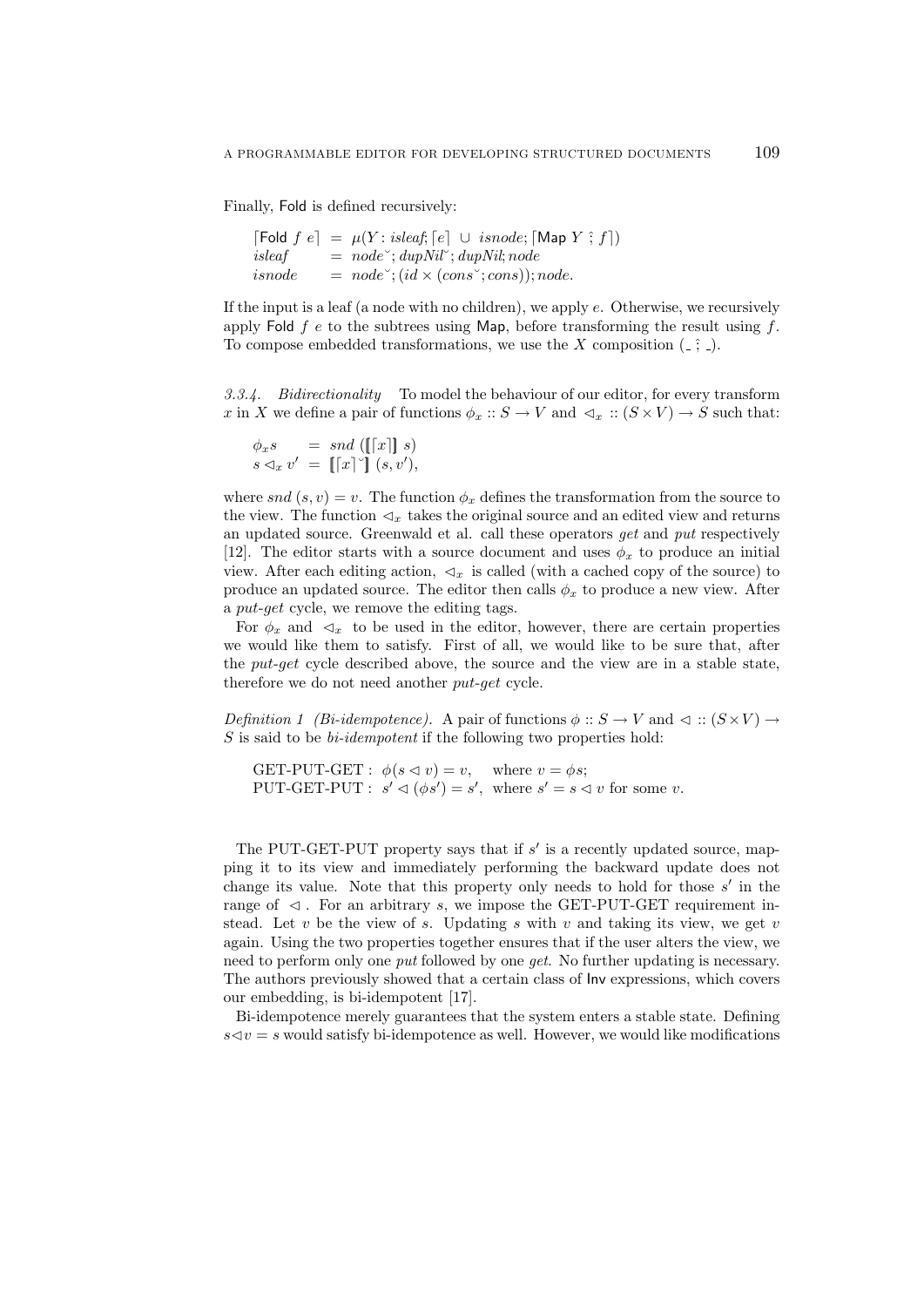Finally, Fold is defined recursively:

$$
\begin{array}{lcl}
\lceil \mathsf{Fold}\ f\ e \rceil & = & \mu(Y : \mathit{isleaf}; \lceil e \rceil \ \cup\ \mathit{isnode}; \lceil \mathsf{Map}\ Y \mathbin{\hat{;}} f \rceil) \\
\mathit{isleaf} & = & \mathit{node}^{\smile}; \mathit{dupNil}^{\smile}; \mathit{dupNil}; \mathit{node} \\
\mathit{isnode} & = & \mathit{node}^{\smile}; (\mathit{id} \times (\mathit{cons}^{\smile}; \mathit{cons})); \mathit{node}.
\end{array}
$$

If the input is a leaf (a node with no children), we apply $e$. Otherwise, we recursively apply Fold $f$ $e$ to the subtrees using Map, before transforming the result using $f$. To compose embedded transformations, we use the $X$ composition ($\_ \mathbin{\hat{;}} \_$).

*3.3.4. Bidirectionality* To model the behaviour of our editor, for every transform $x$ in $X$ we define a pair of functions $\phi_x :: S \to V$ and $\lhd_x :: (S \times V) \to S$ such that:

$$
\begin{array}{lcl}
\phi_x s & = & \mathit{snd}\ (\llbracket \lceil x \rceil \rrbracket\ s) \\
s \lhd_x v' & = & \llbracket \lceil x \rceil^{\smile} \rrbracket\ (s, v'),
\end{array}
$$

where $\mathit{snd}\ (s, v) = v$. The function $\phi_x$ defines the transformation from the source to the view. The function $\lhd_x$ takes the original source and an edited view and returns an updated source. Greenwald et al. call these operators *get* and *put* respectively [12]. The editor starts with a source document and uses $\phi_x$ to produce an initial view. After each editing action, $\lhd_x$ is called (with a cached copy of the source) to produce an updated source. The editor then calls $\phi_x$ to produce a new view. After a *put-get* cycle, we remove the editing tags.

For $\phi_x$ and $\lhd_x$ to be used in the editor, however, there are certain properties we would like them to satisfy. First of all, we would like to be sure that, after the *put-get* cycle described above, the source and the view are in a stable state, therefore we do not need another *put-get* cycle.

*Definition 1 (Bi-idempotence).* A pair of functions $\phi :: S \to V$ and $\lhd :: (S \times V) \to S$ is said to be *bi-idempotent* if the following two properties hold:

$$
\begin{array}{ll}
\text{GET-PUT-GET}: & \phi(s \lhd v) = v, \quad \text{where } v = \phi s; \\
\text{PUT-GET-PUT}: & s' \lhd (\phi s') = s', \ \text{where } s' = s \lhd v \text{ for some } v.
\end{array}
$$

The PUT-GET-PUT property says that if $s'$ is a recently updated source, mapping it to its view and immediately performing the backward update does not change its value. Note that this property only needs to hold for those $s'$ in the range of $\lhd$. For an arbitrary $s$, we impose the GET-PUT-GET requirement instead. Let $v$ be the view of $s$. Updating $s$ with $v$ and taking its view, we get $v$ again. Using the two properties together ensures that if the user alters the view, we need to perform only one *put* followed by one *get*. No further updating is necessary. The authors previously showed that a certain class of Inv expressions, which covers our embedding, is bi-idempotent [17].

Bi-idempotence merely guarantees that the system enters a stable state. Defining $s \lhd v = s$ would satisfy bi-idempotence as well. However, we would like modifications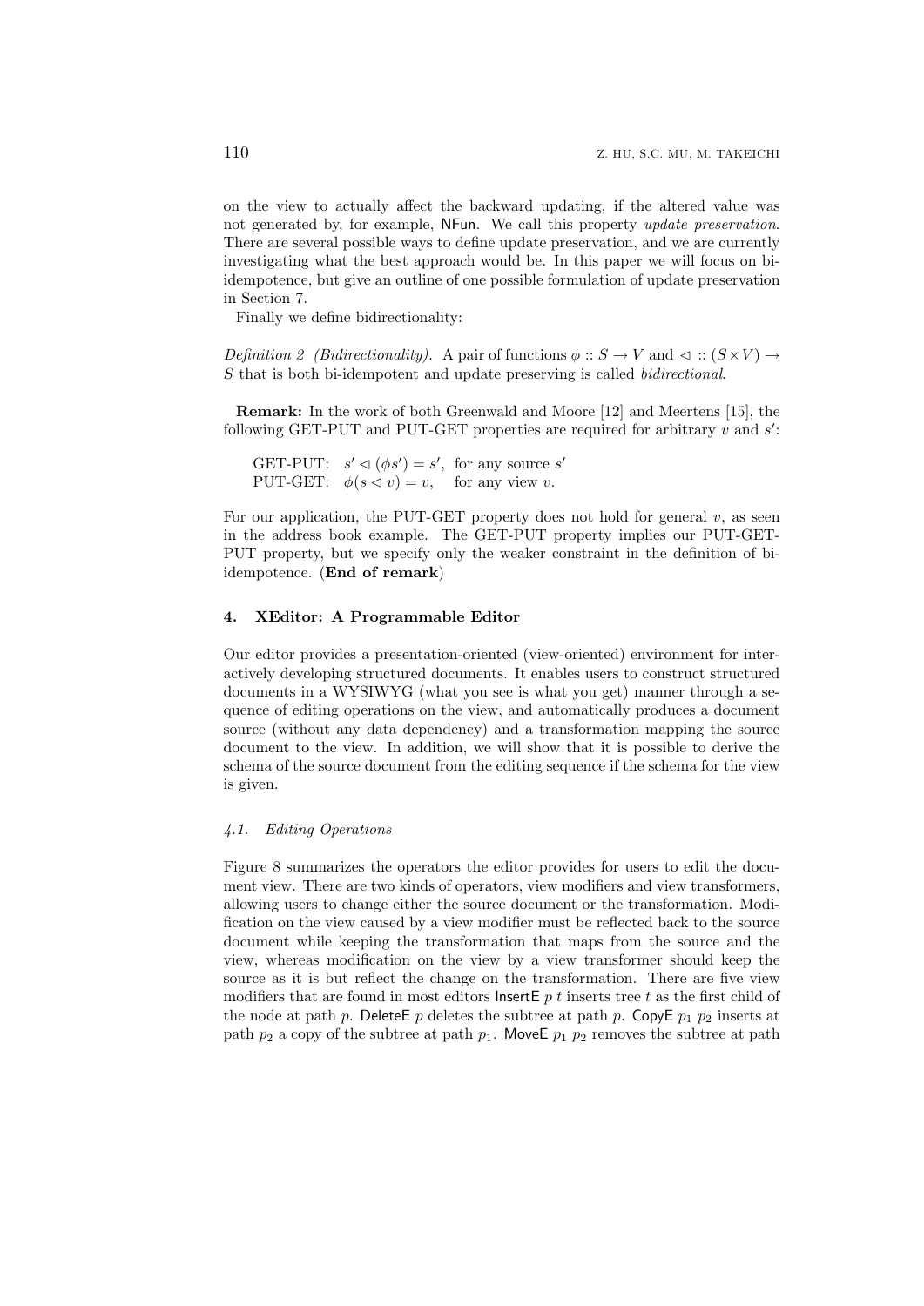on the view to actually affect the backward updating, if the altered value was not generated by, for example, NFun. We call this property *update preservation*. There are several possible ways to define update preservation, and we are currently investigating what the best approach would be. In this paper we will focus on bi-idempotence, but give an outline of one possible formulation of update preservation in Section 7.

Finally we define bidirectionality:

*Definition 2 (Bidirectionality).* A pair of functions $\phi :: S \to V$ and $\lhd :: (S \times V) \to S$ that is both bi-idempotent and update preserving is called *bidirectional*.

**Remark:** In the work of both Greenwald and Moore [12] and Meertens [15], the following GET-PUT and PUT-GET properties are required for arbitrary $v$ and $s'$:

GET-PUT: $s' \lhd (\phi s') = s'$, for any source $s'$
PUT-GET: $\phi(s \lhd v) = v$, for any view $v$.

For our application, the PUT-GET property does not hold for general $v$, as seen in the address book example. The GET-PUT property implies our PUT-GET-PUT property, but we specify only the weaker constraint in the definition of bi-idempotence. (**End of remark**)

## 4. XEditor: A Programmable Editor

Our editor provides a presentation-oriented (view-oriented) environment for interactively developing structured documents. It enables users to construct structured documents in a WYSIWYG (what you see is what you get) manner through a sequence of editing operations on the view, and automatically produces a document source (without any data dependency) and a transformation mapping the source document to the view. In addition, we will show that it is possible to derive the schema of the source document from the editing sequence if the schema for the view is given.

### 4.1. Editing Operations

Figure 8 summarizes the operators the editor provides for users to edit the document view. There are two kinds of operators, view modifiers and view transformers, allowing users to change either the source document or the transformation. Modification on the view caused by a view modifier must be reflected back to the source document while keeping the transformation that maps from the source and the view, whereas modification on the view by a view transformer should keep the source as it is but reflect the change on the transformation. There are five view modifiers that are found in most editors InsertE $p$ $t$ inserts tree $t$ as the first child of the node at path $p$. DeleteE $p$ deletes the subtree at path $p$. CopyE $p_1$ $p_2$ inserts at path $p_2$ a copy of the subtree at path $p_1$. MoveE $p_1$ $p_2$ removes the subtree at path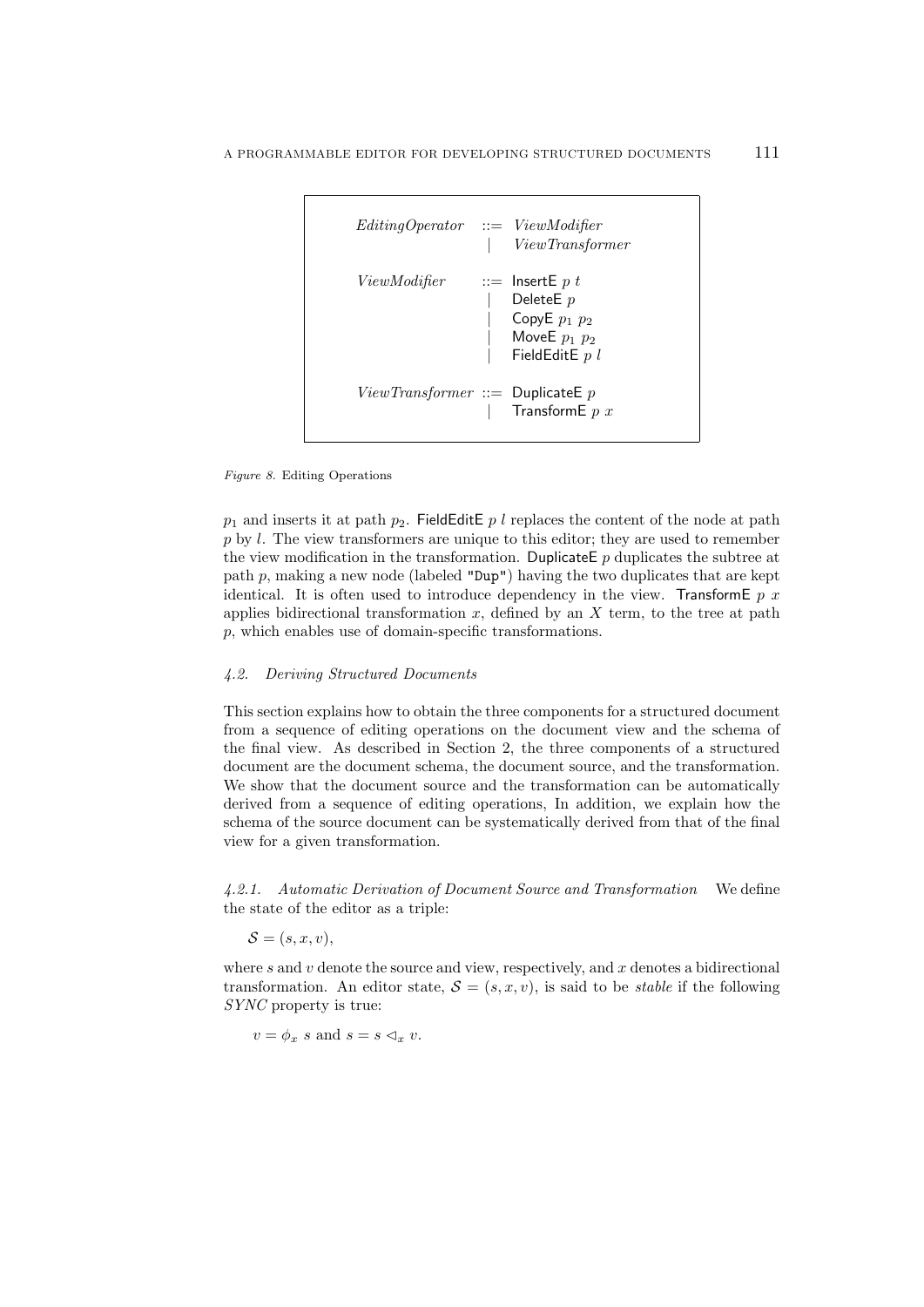```
EditingOperator  ::= ViewModifier
                  |  ViewTransformer

ViewModifier     ::= InsertE p t
                  |  DeleteE p
                  |  CopyE p1 p2
                  |  MoveE p1 p2
                  |  FieldEditE p l

ViewTransformer  ::= DuplicateE p
                  |  TransformE p x
```

*Figure 8.* Editing Operations

$p_1$ and inserts it at path $p_2$. FieldEditE $p$ $l$ replaces the content of the node at path $p$ by $l$. The view transformers are unique to this editor; they are used to remember the view modification in the transformation. DuplicateE $p$ duplicates the subtree at path $p$, making a new node (labeled `"Dup"`) having the two duplicates that are kept identical. It is often used to introduce dependency in the view. TransformE $p$ $x$ applies bidirectional transformation $x$, defined by an $X$ term, to the tree at path $p$, which enables use of domain-specific transformations.

### *4.2. Deriving Structured Documents*

This section explains how to obtain the three components for a structured document from a sequence of editing operations on the document view and the schema of the final view. As described in Section 2, the three components of a structured document are the document schema, the document source, and the transformation. We show that the document source and the transformation can be automatically derived from a sequence of editing operations, In addition, we explain how the schema of the source document can be systematically derived from that of the final view for a given transformation.

*4.2.1. Automatic Derivation of Document Source and Transformation* We define the state of the editor as a triple:

$$\mathcal{S} = (s, x, v),$$

where $s$ and $v$ denote the source and view, respectively, and $x$ denotes a bidirectional transformation. An editor state, $\mathcal{S} = (s, x, v)$, is said to be *stable* if the following *SYNC* property is true:

$$v = \phi_x\ s \text{ and } s = s \lhd_x v.$$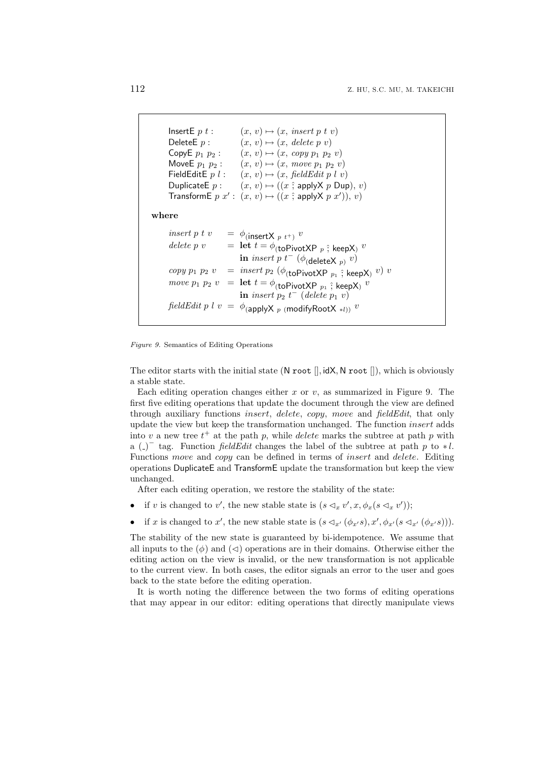$$
\begin{array}{ll}
\mathsf{InsertE}\ p\ t: & (x,\,v) \mapsto (x,\, \mathit{insert}\ p\ t\ v) \\
\mathsf{DeleteE}\ p: & (x,\,v) \mapsto (x,\, \mathit{delete}\ p\ v) \\
\mathsf{CopyE}\ p_1\ p_2: & (x,\,v) \mapsto (x,\, \mathit{copy}\ p_1\ p_2\ v) \\
\mathsf{MoveE}\ p_1\ p_2: & (x,\,v) \mapsto (x,\, \mathit{move}\ p_1\ p_2\ v) \\
\mathsf{FieldEditE}\ p\ l: & (x,\,v) \mapsto (x,\, \mathit{fieldEdit}\ p\ l\ v) \\
\mathsf{DuplicateE}\ p: & (x,\,v) \mapsto ((x\ ⨾\ \mathsf{applyX}\ p\ \mathsf{Dup}),\, v) \\
\mathsf{TransformE}\ p\ x': & (x,\,v) \mapsto ((x\ ⨾\ \mathsf{applyX}\ p\ x')),\, v)
\end{array}
$$

**where**

$$
\begin{array}{lcl}
\mathit{insert}\ p\ t\ v & = & \phi_{(\mathsf{insertX}\ p\ t^+)}\ v \\
\mathit{delete}\ p\ v & = & \mathbf{let}\ t = \phi_{(\mathsf{toPivotXP}\ p\ ⨾\ \mathsf{keepX})}\ v \\
 & & \mathbf{in}\ \mathit{insert}\ p\ t^-\ (\phi_{(\mathsf{deleteX}\ p)}\ v) \\
\mathit{copy}\ p_1\ p_2\ v & = & \mathit{insert}\ p_2\ (\phi_{(\mathsf{toPivotXP}\ p_1\ ⨾\ \mathsf{keepX})}\ v)\ v \\
\mathit{move}\ p_1\ p_2\ v & = & \mathbf{let}\ t = \phi_{(\mathsf{toPivotXP}\ p_1\ ⨾\ \mathsf{keepX})}\ v \\
 & & \mathbf{in}\ \mathit{insert}\ p_2\ t^-\ (\mathit{delete}\ p_1\ v) \\
\mathit{fieldEdit}\ p\ l\ v & = & \phi_{(\mathsf{applyX}\ p\ (\mathsf{modifyRootX}\ *l))}\ v
\end{array}
$$

*Figure 9.* Semantics of Editing Operations

The editor starts with the initial state $(\mathsf{N}\ \texttt{root}\ [], \mathsf{idX}, \mathsf{N}\ \texttt{root}\ [])$, which is obviously a stable state.

Each editing operation changes either $x$ or $v$, as summarized in Figure 9. The first five editing operations that update the document through the view are defined through auxiliary functions *insert*, *delete*, *copy*, *move* and *fieldEdit*, that only update the view but keep the transformation unchanged. The function *insert* adds into $v$ a new tree $t^+$ at the path $p$, while *delete* marks the subtree at path $p$ with a $(\_)^-$ tag. Function *fieldEdit* changes the label of the subtree at path $p$ to $*l$. Functions *move* and *copy* can be defined in terms of *insert* and *delete*. Editing operations DuplicateE and TransformE update the transformation but keep the view unchanged.

After each editing operation, we restore the stability of the state:

- if $v$ is changed to $v'$, the new stable state is $(s \lhd_x v', x, \phi_x(s \lhd_x v'))$;
- if $x$ is changed to $x'$, the new stable state is $(s \lhd_{x'} (\phi_{x'} s), x', \phi_{x'}(s \lhd_{x'} (\phi_{x'} s)))$.

The stability of the new state is guaranteed by bi-idempotence. We assume that all inputs to the $(\phi)$ and $(\lhd)$ operations are in their domains. Otherwise either the editing action on the view is invalid, or the new transformation is not applicable to the current view. In both cases, the editor signals an error to the user and goes back to the state before the editing operation.

It is worth noting the difference between the two forms of editing operations that may appear in our editor: editing operations that directly manipulate views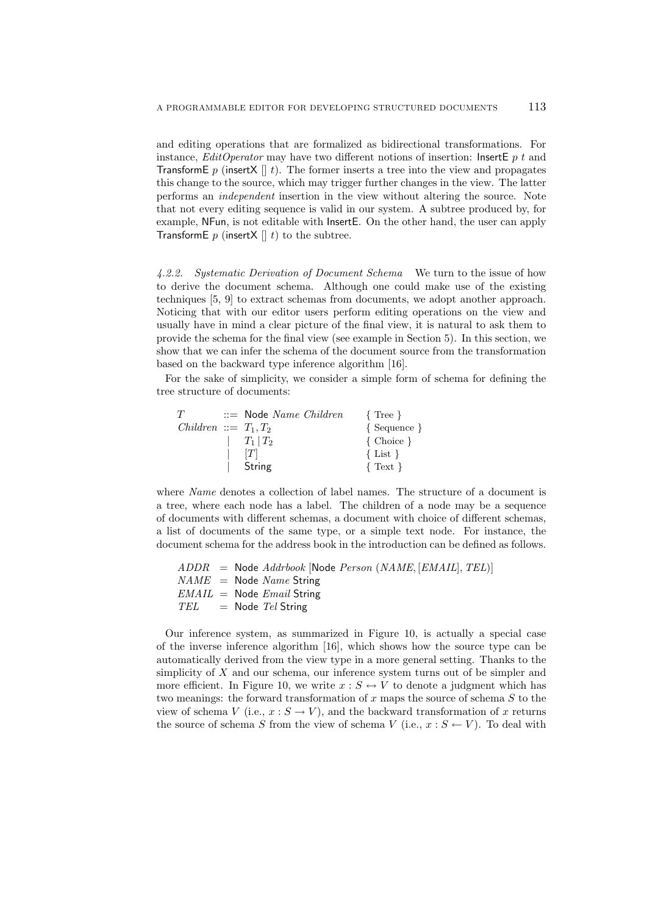and editing operations that are formalized as bidirectional transformations. For instance, *EditOperator* may have two different notions of insertion: InsertE $p$ $t$ and TransformE $p$ (insertX [] $t$). The former inserts a tree into the view and propagates this change to the source, which may trigger further changes in the view. The latter performs an *independent* insertion in the view without altering the source. Note that not every editing sequence is valid in our system. A subtree produced by, for example, NFun, is not editable with InsertE. On the other hand, the user can apply TransformE $p$ (insertX [] $t$) to the subtree.

*4.2.2. Systematic Derivation of Document Schema* We turn to the issue of how to derive the document schema. Although one could make use of the existing techniques [5, 9] to extract schemas from documents, we adopt another approach. Noticing that with our editor users perform editing operations on the view and usually have in mind a clear picture of the final view, it is natural to ask them to provide the schema for the final view (see example in Section 5). In this section, we show that we can infer the schema of the document source from the transformation based on the backward type inference algorithm [16].

For the sake of simplicity, we consider a simple form of schema for defining the tree structure of documents:

$$
\begin{array}{llll}
T & ::= & \mathsf{Node}\ \mathit{Name}\ \mathit{Children} & \{\ \text{Tree}\ \} \\
\mathit{Children} & ::= & T_1, T_2 & \{\ \text{Sequence}\ \} \\
 & | & T_1 \mid T_2 & \{\ \text{Choice}\ \} \\
 & | & [T] & \{\ \text{List}\ \} \\
 & | & \mathsf{String} & \{\ \text{Text}\ \}
\end{array}
$$

where *Name* denotes a collection of label names. The structure of a document is a tree, where each node has a label. The children of a node may be a sequence of documents with different schemas, a document with choice of different schemas, a list of documents of the same type, or a simple text node. For instance, the document schema for the address book in the introduction can be defined as follows.

$$
\begin{array}{lll}
\mathit{ADDR} & = & \mathsf{Node}\ \mathit{Addrbook}\ [\mathsf{Node}\ \mathit{Person}\ (\mathit{NAME}, [\mathit{EMAIL}], \mathit{TEL})] \\
\mathit{NAME} & = & \mathsf{Node}\ \mathit{Name}\ \mathsf{String} \\
\mathit{EMAIL} & = & \mathsf{Node}\ \mathit{Email}\ \mathsf{String} \\
\mathit{TEL} & = & \mathsf{Node}\ \mathit{Tel}\ \mathsf{String}
\end{array}
$$

Our inference system, as summarized in Figure 10, is actually a special case of the inverse inference algorithm [16], which shows how the source type can be automatically derived from the view type in a more general setting. Thanks to the simplicity of $X$ and our schema, our inference system turns out of be simpler and more efficient. In Figure 10, we write $x : S \leftrightarrow V$ to denote a judgment which has two meanings: the forward transformation of $x$ maps the source of schema $S$ to the view of schema $V$ (i.e., $x : S \rightarrow V$), and the backward transformation of $x$ returns the source of schema $S$ from the view of schema $V$ (i.e., $x : S \leftarrow V$). To deal with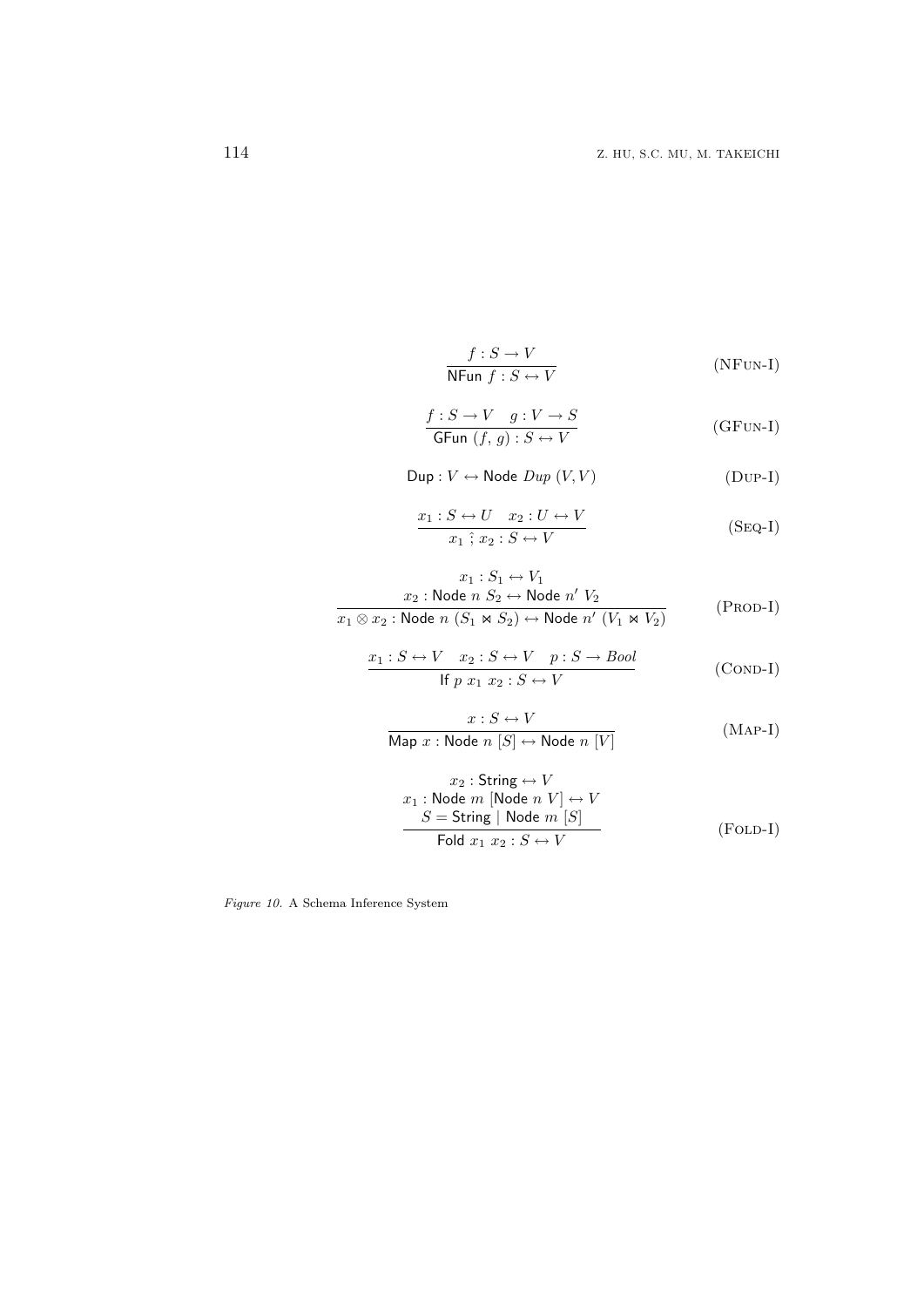$$\frac{f : S \rightarrow V}{\textsf{NFun}\ f : S \leftrightarrow V} \qquad \text{(NFun-I)}$$

$$\frac{f : S \rightarrow V \quad g : V \rightarrow S}{\textsf{GFun}\ (f,\, g) : S \leftrightarrow V} \qquad \text{(GFun-I)}$$

$$\textsf{Dup} : V \leftrightarrow \textsf{Node}\ \mathit{Dup}\ (V, V) \qquad \text{(Dup-I)}$$

$$\frac{x_1 : S \leftrightarrow U \quad x_2 : U \leftrightarrow V}{x_1 \mathbin{\hat{;}} x_2 : S \leftrightarrow V} \qquad \text{(Seq-I)}$$

$$\frac{\begin{array}{c} x_1 : S_1 \leftrightarrow V_1 \\ x_2 : \textsf{Node}\ n\ S_2 \leftrightarrow \textsf{Node}\ n'\ V_2 \end{array}}{x_1 \otimes x_2 : \textsf{Node}\ n\ (S_1 \bowtie S_2) \leftrightarrow \textsf{Node}\ n'\ (V_1 \bowtie V_2)} \qquad \text{(Prod-I)}$$

$$\frac{x_1 : S \leftrightarrow V \quad x_2 : S \leftrightarrow V \quad p : S \rightarrow \mathit{Bool}}{\textsf{If}\ p\ x_1\ x_2 : S \leftrightarrow V} \qquad \text{(Cond-I)}$$

$$\frac{x : S \leftrightarrow V}{\textsf{Map}\ x : \textsf{Node}\ n\ [S] \leftrightarrow \textsf{Node}\ n\ [V]} \qquad \text{(Map-I)}$$

$$\frac{\begin{array}{c} x_2 : \textsf{String} \leftrightarrow V \\ x_1 : \textsf{Node}\ m\ [\textsf{Node}\ n\ V] \leftrightarrow V \\ S = \textsf{String} \mid \textsf{Node}\ m\ [S] \end{array}}{\textsf{Fold}\ x_1\ x_2 : S \leftrightarrow V} \qquad \text{(Fold-I)}$$

*Figure 10.* A Schema Inference System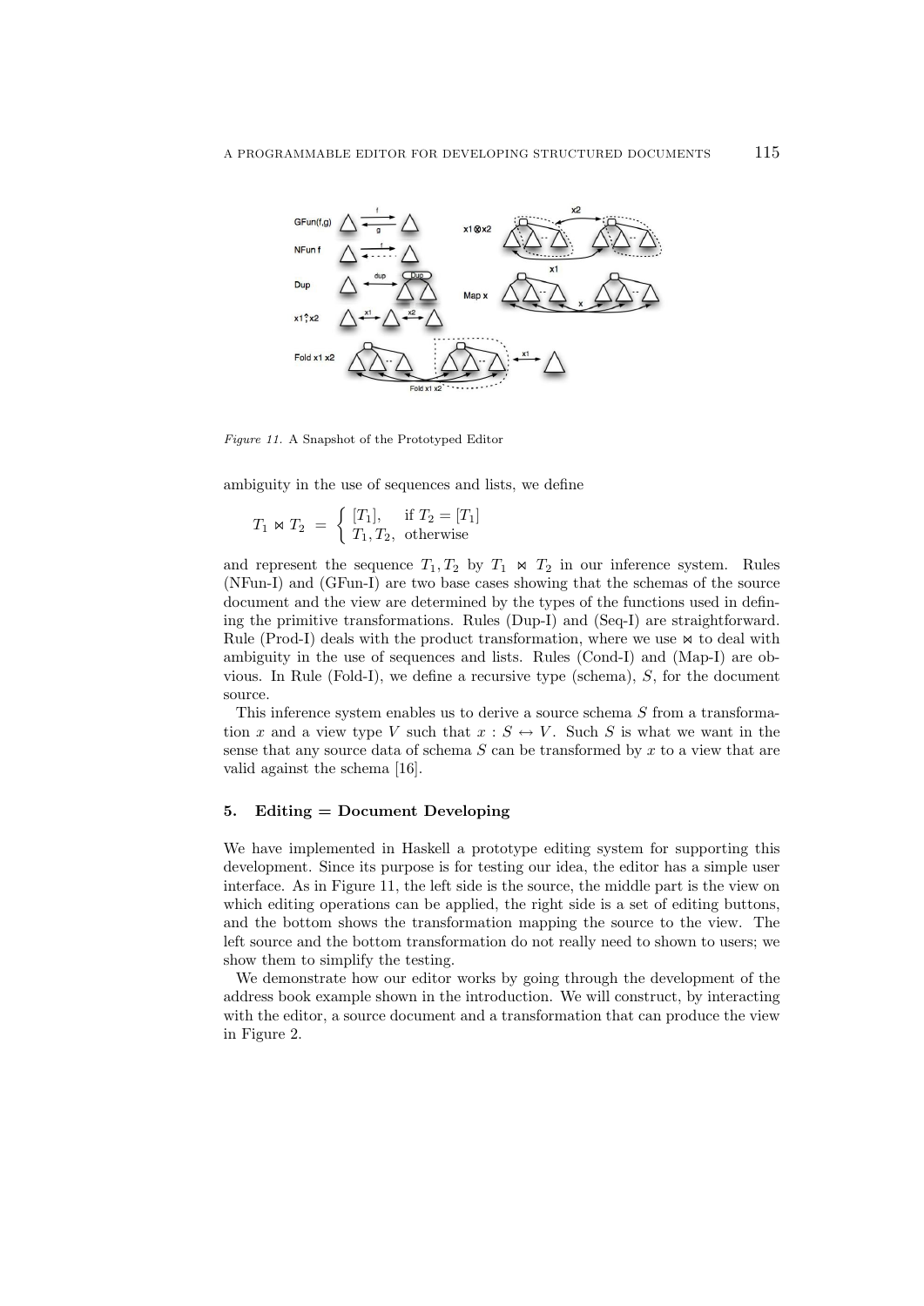Figure 11. A Snapshot of the Prototyped Editor

ambiguity in the use of sequences and lists, we define

$$T_1 \bowtie T_2 \;=\; \begin{cases} [T_1], & \text{if } T_2 = [T_1] \\ T_1, T_2, & \text{otherwise} \end{cases}$$

and represent the sequence $T_1, T_2$ by $T_1 \bowtie T_2$ in our inference system. Rules (NFun-I) and (GFun-I) are two base cases showing that the schemas of the source document and the view are determined by the types of the functions used in defining the primitive transformations. Rules (Dup-I) and (Seq-I) are straightforward. Rule (Prod-I) deals with the product transformation, where we use $\bowtie$ to deal with ambiguity in the use of sequences and lists. Rules (Cond-I) and (Map-I) are obvious. In Rule (Fold-I), we define a recursive type (schema), $S$, for the document source.

This inference system enables us to derive a source schema $S$ from a transformation $x$ and a view type $V$ such that $x : S \leftrightarrow V$. Such $S$ is what we want in the sense that any source data of schema $S$ can be transformed by $x$ to a view that are valid against the schema [16].

## 5. Editing = Document Developing

We have implemented in Haskell a prototype editing system for supporting this development. Since its purpose is for testing our idea, the editor has a simple user interface. As in Figure 11, the left side is the source, the middle part is the view on which editing operations can be applied, the right side is a set of editing buttons, and the bottom shows the transformation mapping the source to the view. The left source and the bottom transformation do not really need to shown to users; we show them to simplify the testing.

We demonstrate how our editor works by going through the development of the address book example shown in the introduction. We will construct, by interacting with the editor, a source document and a transformation that can produce the view in Figure 2.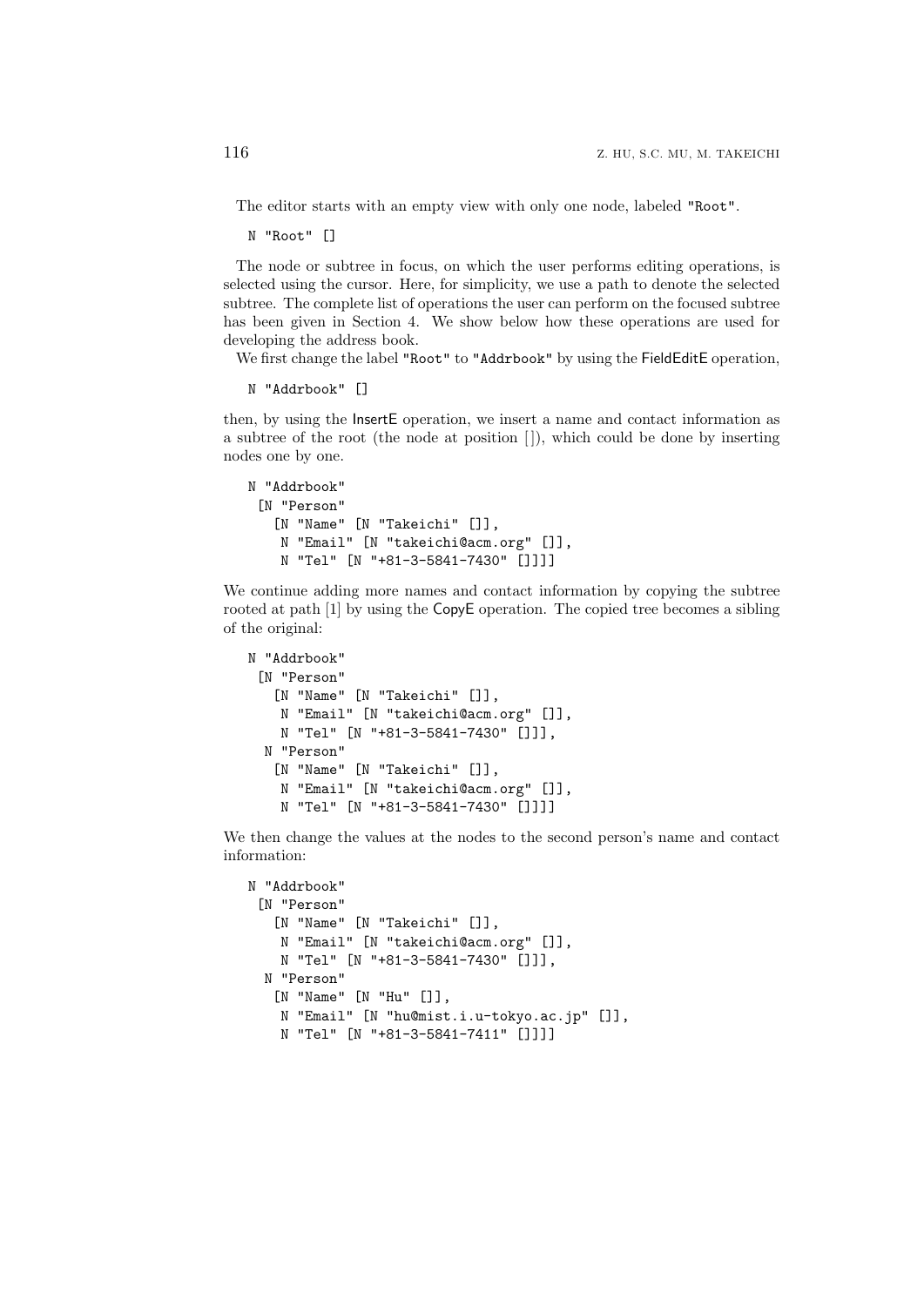The editor starts with an empty view with only one node, labeled "Root".

```
N "Root" []
```

The node or subtree in focus, on which the user performs editing operations, is selected using the cursor. Here, for simplicity, we use a path to denote the selected subtree. The complete list of operations the user can perform on the focused subtree has been given in Section 4. We show below how these operations are used for developing the address book.

We first change the label "Root" to "Addrbook" by using the FieldEditE operation,

```
N "Addrbook" []
```

then, by using the InsertE operation, we insert a name and contact information as a subtree of the root (the node at position []), which could be done by inserting nodes one by one.

```
N "Addrbook"
 [N "Person"
   [N "Name" [N "Takeichi" []],
    N "Email" [N "takeichi@acm.org" []],
    N "Tel" [N "+81-3-5841-7430" []]]]
```

We continue adding more names and contact information by copying the subtree rooted at path [1] by using the CopyE operation. The copied tree becomes a sibling of the original:

```
N "Addrbook"
 [N "Person"
   [N "Name" [N "Takeichi" []],
    N "Email" [N "takeichi@acm.org" []],
    N "Tel" [N "+81-3-5841-7430" []]],
  N "Person"
   [N "Name" [N "Takeichi" []],
    N "Email" [N "takeichi@acm.org" []],
    N "Tel" [N "+81-3-5841-7430" []]]]
```

We then change the values at the nodes to the second person's name and contact information:

```
N "Addrbook"
 [N "Person"
   [N "Name" [N "Takeichi" []],
    N "Email" [N "takeichi@acm.org" []],
    N "Tel" [N "+81-3-5841-7430" []]],
  N "Person"
   [N "Name" [N "Hu" []],
    N "Email" [N "hu@mist.i.u-tokyo.ac.jp" []],
    N "Tel" [N "+81-3-5841-7411" []]]]
```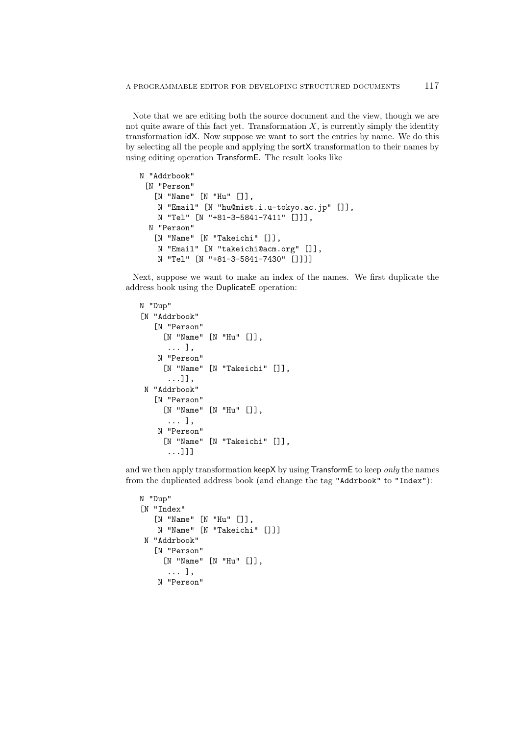Note that we are editing both the source document and the view, though we are not quite aware of this fact yet. Transformation $X$, is currently simply the identity transformation idX. Now suppose we want to sort the entries by name. We do this by selecting all the people and applying the sortX transformation to their names by using editing operation TransformE. The result looks like

```
N "Addrbook"
 [N "Person"
   [N "Name" [N "Hu" []],
    N "Email" [N "hu@mist.i.u-tokyo.ac.jp" []],
    N "Tel" [N "+81-3-5841-7411" []]],
  N "Person"
   [N "Name" [N "Takeichi" []],
    N "Email" [N "takeichi@acm.org" []],
    N "Tel" [N "+81-3-5841-7430" []]]]
```

Next, suppose we want to make an index of the names. We first duplicate the address book using the DuplicateE operation:

```
N "Dup"
[N "Addrbook"
   [N "Person"
     [N "Name" [N "Hu" []],
      ... ],
    N "Person"
     [N "Name" [N "Takeichi" []],
      ...]],
 N "Addrbook"
   [N "Person"
     [N "Name" [N "Hu" []],
      ... ],
    N "Person"
     [N "Name" [N "Takeichi" []],
      ...]]]
```

and we then apply transformation keepX by using TransformE to keep *only* the names from the duplicated address book (and change the tag "Addrbook" to "Index"):

```
N "Dup"
[N "Index"
   [N "Name" [N "Hu" []],
    N "Name" [N "Takeichi" []]]
 N "Addrbook"
   [N "Person"
     [N "Name" [N "Hu" []],
      ... ],
    N "Person"
```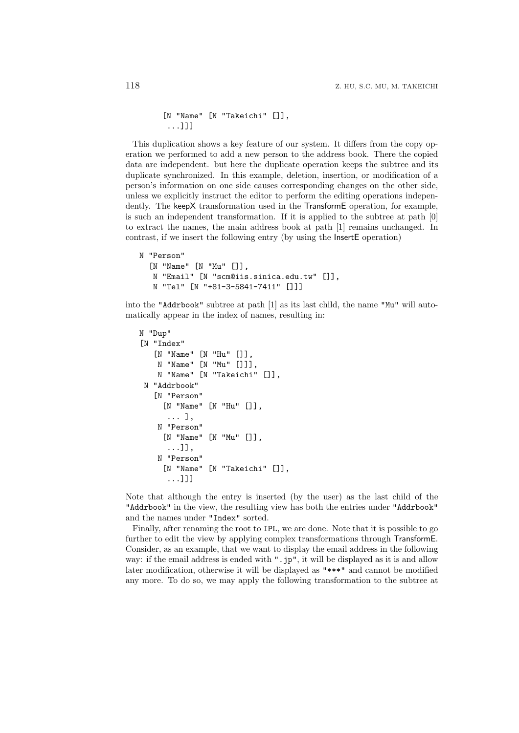```
        [N "Name" [N "Takeichi" []],
         ...]]]
```

This duplication shows a key feature of our system. It differs from the copy operation we performed to add a new person to the address book. There the copied data are independent. but here the duplicate operation keeps the subtree and its duplicate synchronized. In this example, deletion, insertion, or modification of a person's information on one side causes corresponding changes on the other side, unless we explicitly instruct the editor to perform the editing operations independently. The keepX transformation used in the TransformE operation, for example, is such an independent transformation. If it is applied to the subtree at path [0] to extract the names, the main address book at path [1] remains unchanged. In contrast, if we insert the following entry (by using the InsertE operation)

```
N "Person"
  [N "Name" [N "Mu" []],
   N "Email" [N "scm@iis.sinica.edu.tw" []],
   N "Tel" [N "+81-3-5841-7411" []]]
```

into the "Addrbook" subtree at path [1] as its last child, the name "Mu" will automatically appear in the index of names, resulting in:

```
N "Dup"
[N "Index"
   [N "Name" [N "Hu" []],
    N "Name" [N "Mu" []]],
    N "Name" [N "Takeichi" []],
 N "Addrbook"
   [N "Person"
     [N "Name" [N "Hu" []],
       ... ],
    N "Person"
     [N "Name" [N "Mu" []],
       ...]],
    N "Person"
     [N "Name" [N "Takeichi" []],
       ...]]]
```

Note that although the entry is inserted (by the user) as the last child of the "Addrbook" in the view, the resulting view has both the entries under "Addrbook" and the names under "Index" sorted.

Finally, after renaming the root to IPL, we are done. Note that it is possible to go further to edit the view by applying complex transformations through TransformE. Consider, as an example, that we want to display the email address in the following way: if the email address is ended with ".jp", it will be displayed as it is and allow later modification, otherwise it will be displayed as "***" and cannot be modified any more. To do so, we may apply the following transformation to the subtree at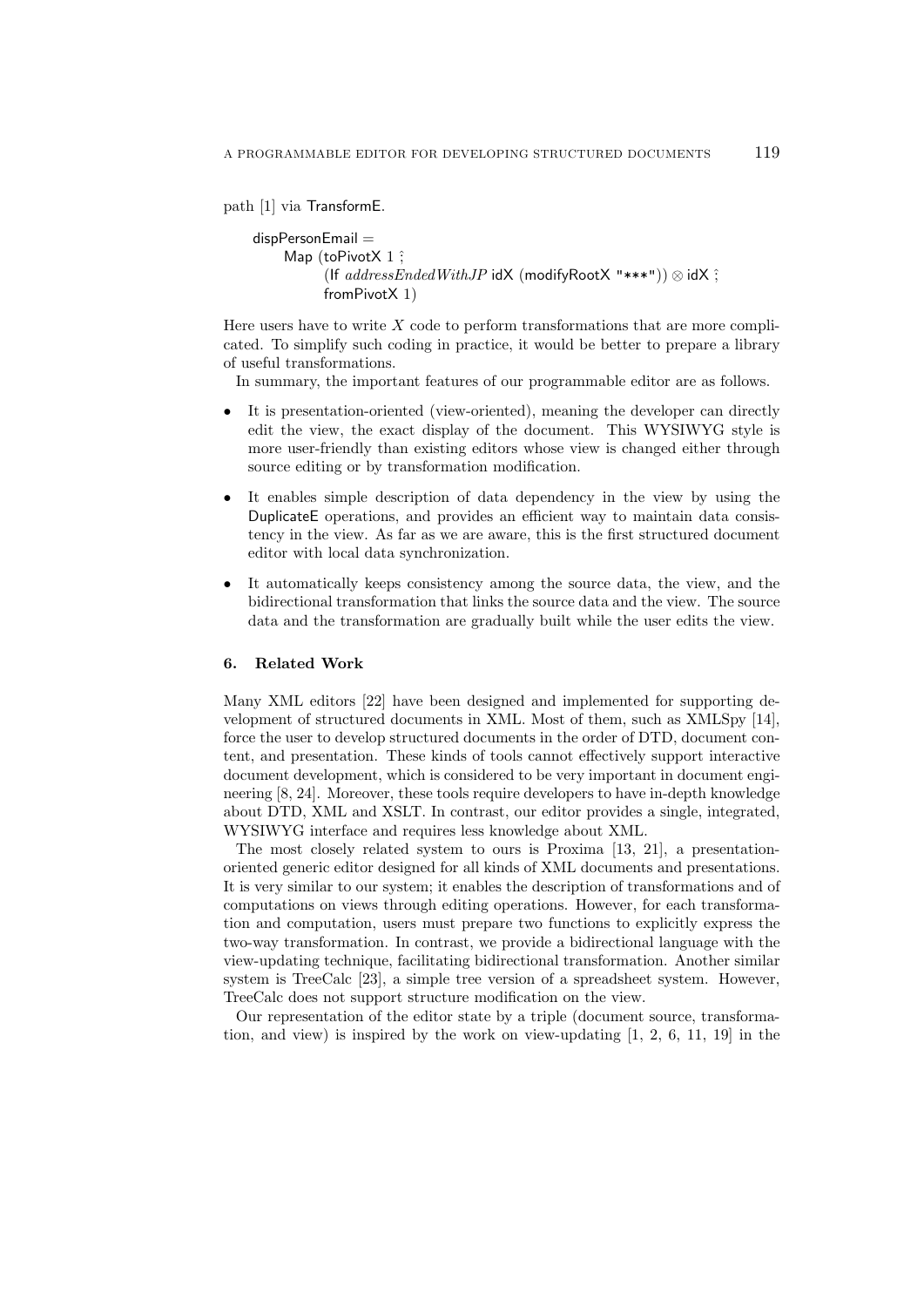path [1] via TransformE.

```
dispPersonEmail =
    Map (toPivotX 1 ⨾
        (If addressEndedWithJP idX (modifyRootX "***")) ⊗ idX ⨾
        fromPivotX 1)
```

Here users have to write $X$ code to perform transformations that are more complicated. To simplify such coding in practice, it would be better to prepare a library of useful transformations.

In summary, the important features of our programmable editor are as follows.

- It is presentation-oriented (view-oriented), meaning the developer can directly edit the view, the exact display of the document. This WYSIWYG style is more user-friendly than existing editors whose view is changed either through source editing or by transformation modification.
- It enables simple description of data dependency in the view by using the DuplicateE operations, and provides an efficient way to maintain data consistency in the view. As far as we are aware, this is the first structured document editor with local data synchronization.
- It automatically keeps consistency among the source data, the view, and the bidirectional transformation that links the source data and the view. The source data and the transformation are gradually built while the user edits the view.

## 6. Related Work

Many XML editors [22] have been designed and implemented for supporting development of structured documents in XML. Most of them, such as XMLSpy [14], force the user to develop structured documents in the order of DTD, document content, and presentation. These kinds of tools cannot effectively support interactive document development, which is considered to be very important in document engineering [8, 24]. Moreover, these tools require developers to have in-depth knowledge about DTD, XML and XSLT. In contrast, our editor provides a single, integrated, WYSIWYG interface and requires less knowledge about XML.

The most closely related system to ours is Proxima [13, 21], a presentation-oriented generic editor designed for all kinds of XML documents and presentations. It is very similar to our system; it enables the description of transformations and of computations on views through editing operations. However, for each transformation and computation, users must prepare two functions to explicitly express the two-way transformation. In contrast, we provide a bidirectional language with the view-updating technique, facilitating bidirectional transformation. Another similar system is TreeCalc [23], a simple tree version of a spreadsheet system. However, TreeCalc does not support structure modification on the view.

Our representation of the editor state by a triple (document source, transformation, and view) is inspired by the work on view-updating [1, 2, 6, 11, 19] in the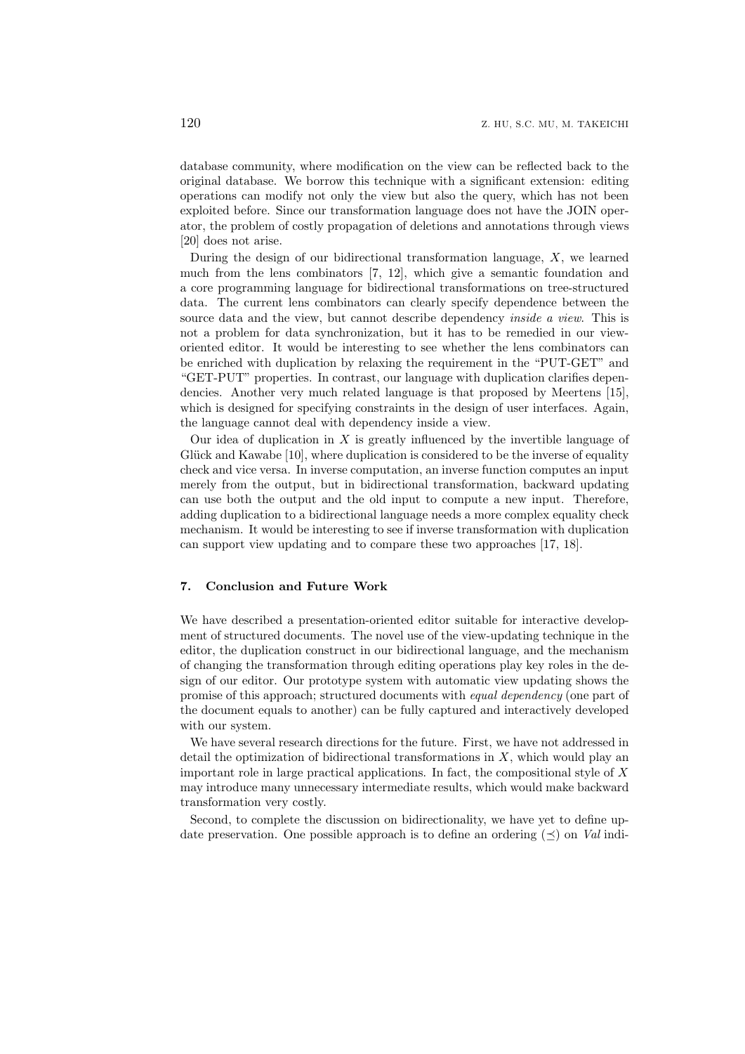database community, where modification on the view can be reflected back to the original database. We borrow this technique with a significant extension: editing operations can modify not only the view but also the query, which has not been exploited before. Since our transformation language does not have the JOIN operator, the problem of costly propagation of deletions and annotations through views [20] does not arise.

During the design of our bidirectional transformation language, $X$, we learned much from the lens combinators [7, 12], which give a semantic foundation and a core programming language for bidirectional transformations on tree-structured data. The current lens combinators can clearly specify dependence between the source data and the view, but cannot describe dependency *inside a view*. This is not a problem for data synchronization, but it has to be remedied in our view-oriented editor. It would be interesting to see whether the lens combinators can be enriched with duplication by relaxing the requirement in the "PUT-GET" and "GET-PUT" properties. In contrast, our language with duplication clarifies dependencies. Another very much related language is that proposed by Meertens [15], which is designed for specifying constraints in the design of user interfaces. Again, the language cannot deal with dependency inside a view.

Our idea of duplication in $X$ is greatly influenced by the invertible language of Glück and Kawabe [10], where duplication is considered to be the inverse of equality check and vice versa. In inverse computation, an inverse function computes an input merely from the output, but in bidirectional transformation, backward updating can use both the output and the old input to compute a new input. Therefore, adding duplication to a bidirectional language needs a more complex equality check mechanism. It would be interesting to see if inverse transformation with duplication can support view updating and to compare these two approaches [17, 18].

## 7. Conclusion and Future Work

We have described a presentation-oriented editor suitable for interactive development of structured documents. The novel use of the view-updating technique in the editor, the duplication construct in our bidirectional language, and the mechanism of changing the transformation through editing operations play key roles in the design of our editor. Our prototype system with automatic view updating shows the promise of this approach; structured documents with *equal dependency* (one part of the document equals to another) can be fully captured and interactively developed with our system.

We have several research directions for the future. First, we have not addressed in detail the optimization of bidirectional transformations in $X$, which would play an important role in large practical applications. In fact, the compositional style of $X$ may introduce many unnecessary intermediate results, which would make backward transformation very costly.

Second, to complete the discussion on bidirectionality, we have yet to define update preservation. One possible approach is to define an ordering ($\preceq$) on *Val* indi-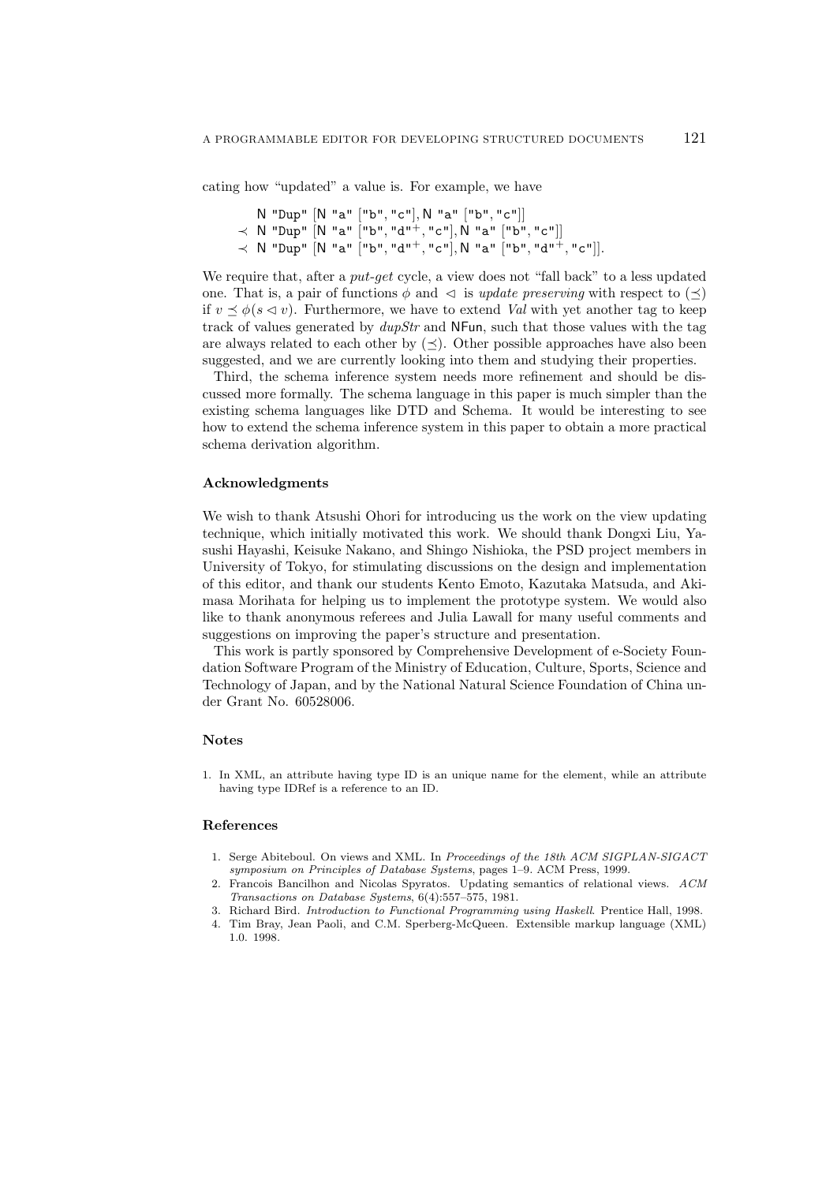cating how "updated" a value is. For example, we have

$$
\begin{array}{ll}
& \mathsf{N}\ \texttt{"Dup"}\ [\mathsf{N}\ \texttt{"a"}\ [\texttt{"b"}, \texttt{"c"}], \mathsf{N}\ \texttt{"a"}\ [\texttt{"b"}, \texttt{"c"}]] \\
\prec & \mathsf{N}\ \texttt{"Dup"}\ [\mathsf{N}\ \texttt{"a"}\ [\texttt{"b"}, \texttt{"d"}^{+}, \texttt{"c"}], \mathsf{N}\ \texttt{"a"}\ [\texttt{"b"}, \texttt{"c"}]] \\
\prec & \mathsf{N}\ \texttt{"Dup"}\ [\mathsf{N}\ \texttt{"a"}\ [\texttt{"b"}, \texttt{"d"}^{+}, \texttt{"c"}], \mathsf{N}\ \texttt{"a"}\ [\texttt{"b"}, \texttt{"d"}^{+}, \texttt{"c"}]].
\end{array}
$$

We require that, after a *put-get* cycle, a view does not "fall back" to a less updated one. That is, a pair of functions $\phi$ and $\lhd$ is *update preserving* with respect to $(\preceq)$ if $v \preceq \phi(s \lhd v)$. Furthermore, we have to extend *Val* with yet another tag to keep track of values generated by *dupStr* and NFun, such that those values with the tag are always related to each other by $(\preceq)$. Other possible approaches have also been suggested, and we are currently looking into them and studying their properties.

Third, the schema inference system needs more refinement and should be discussed more formally. The schema language in this paper is much simpler than the existing schema languages like DTD and Schema. It would be interesting to see how to extend the schema inference system in this paper to obtain a more practical schema derivation algorithm.

## Acknowledgments

We wish to thank Atsushi Ohori for introducing us the work on the view updating technique, which initially motivated this work. We should thank Dongxi Liu, Yasushi Hayashi, Keisuke Nakano, and Shingo Nishioka, the PSD project members in University of Tokyo, for stimulating discussions on the design and implementation of this editor, and thank our students Kento Emoto, Kazutaka Matsuda, and Akimasa Morihata for helping us to implement the prototype system. We would also like to thank anonymous referees and Julia Lawall for many useful comments and suggestions on improving the paper's structure and presentation.

This work is partly sponsored by Comprehensive Development of e-Society Foundation Software Program of the Ministry of Education, Culture, Sports, Science and Technology of Japan, and by the National Natural Science Foundation of China under Grant No. 60528006.

## Notes

1. In XML, an attribute having type ID is an unique name for the element, while an attribute having type IDRef is a reference to an ID.

## References

1. Serge Abiteboul. On views and XML. In *Proceedings of the 18th ACM SIGPLAN-SIGACT symposium on Principles of Database Systems*, pages 1–9. ACM Press, 1999.
2. Francois Bancilhon and Nicolas Spyratos. Updating semantics of relational views. *ACM Transactions on Database Systems*, 6(4):557–575, 1981.
3. Richard Bird. *Introduction to Functional Programming using Haskell*. Prentice Hall, 1998.
4. Tim Bray, Jean Paoli, and C.M. Sperberg-McQueen. Extensible markup language (XML) 1.0. 1998.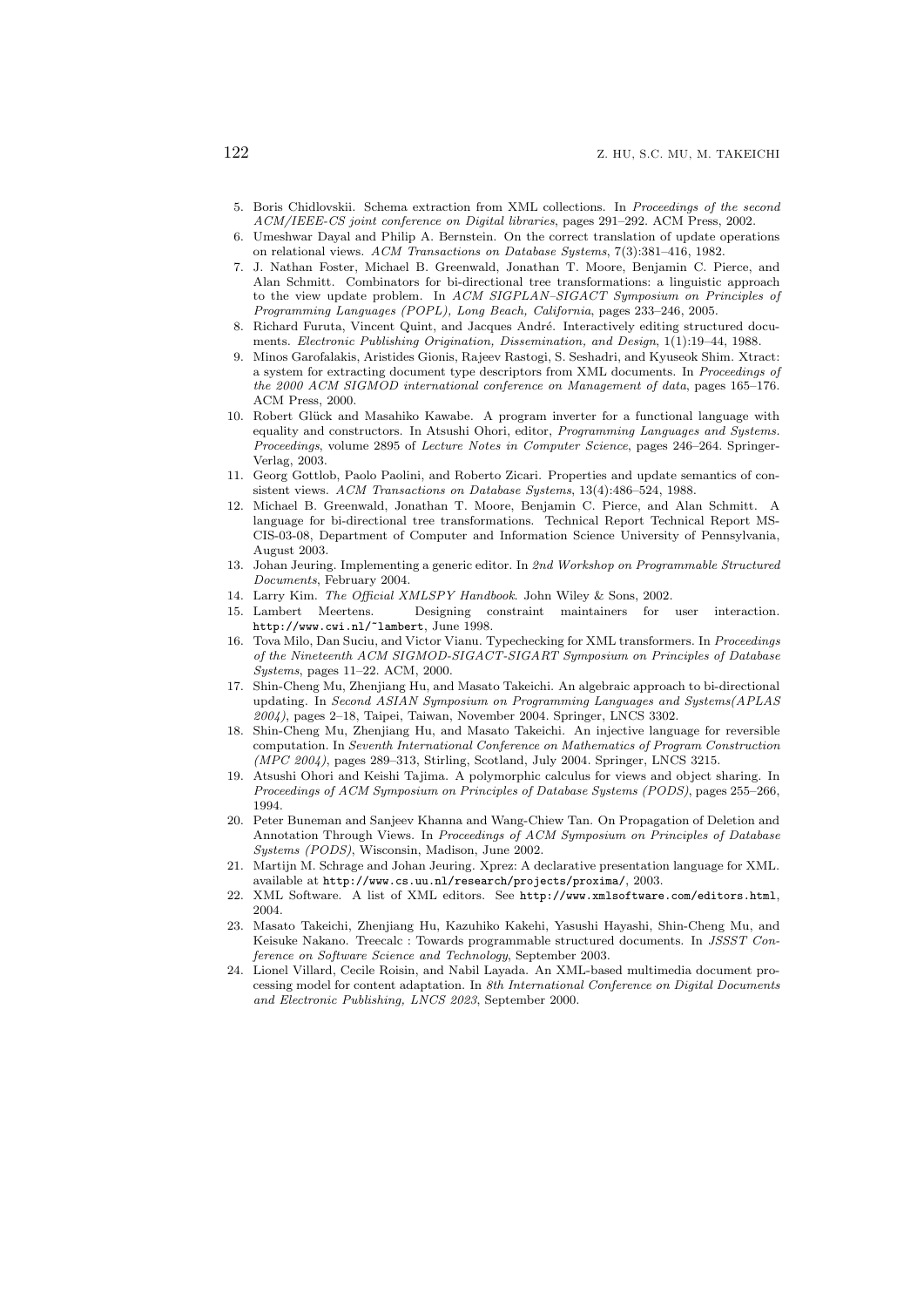5. Boris Chidlovskii. Schema extraction from XML collections. In *Proceedings of the second ACM/IEEE-CS joint conference on Digital libraries*, pages 291–292. ACM Press, 2002.
6. Umeshwar Dayal and Philip A. Bernstein. On the correct translation of update operations on relational views. *ACM Transactions on Database Systems*, 7(3):381–416, 1982.
7. J. Nathan Foster, Michael B. Greenwald, Jonathan T. Moore, Benjamin C. Pierce, and Alan Schmitt. Combinators for bi-directional tree transformations: a linguistic approach to the view update problem. In *ACM SIGPLAN–SIGACT Symposium on Principles of Programming Languages (POPL), Long Beach, California*, pages 233–246, 2005.
8. Richard Furuta, Vincent Quint, and Jacques André. Interactively editing structured documents. *Electronic Publishing Origination, Dissemination, and Design*, 1(1):19–44, 1988.
9. Minos Garofalakis, Aristides Gionis, Rajeev Rastogi, S. Seshadri, and Kyuseok Shim. Xtract: a system for extracting document type descriptors from XML documents. In *Proceedings of the 2000 ACM SIGMOD international conference on Management of data*, pages 165–176. ACM Press, 2000.
10. Robert Glück and Masahiko Kawabe. A program inverter for a functional language with equality and constructors. In Atsushi Ohori, editor, *Programming Languages and Systems. Proceedings*, volume 2895 of *Lecture Notes in Computer Science*, pages 246–264. Springer-Verlag, 2003.
11. Georg Gottlob, Paolo Paolini, and Roberto Zicari. Properties and update semantics of consistent views. *ACM Transactions on Database Systems*, 13(4):486–524, 1988.
12. Michael B. Greenwald, Jonathan T. Moore, Benjamin C. Pierce, and Alan Schmitt. A language for bi-directional tree transformations. Technical Report Technical Report MS-CIS-03-08, Department of Computer and Information Science University of Pennsylvania, August 2003.
13. Johan Jeuring. Implementing a generic editor. In *2nd Workshop on Programmable Structured Documents*, February 2004.
14. Larry Kim. *The Official XMLSPY Handbook*. John Wiley & Sons, 2002.
15. Lambert Meertens. Designing constraint maintainers for user interaction. `http://www.cwi.nl/~lambert`, June 1998.
16. Tova Milo, Dan Suciu, and Victor Vianu. Typechecking for XML transformers. In *Proceedings of the Nineteenth ACM SIGMOD-SIGACT-SIGART Symposium on Principles of Database Systems*, pages 11–22. ACM, 2000.
17. Shin-Cheng Mu, Zhenjiang Hu, and Masato Takeichi. An algebraic approach to bi-directional updating. In *Second ASIAN Symposium on Programming Languages and Systems(APLAS 2004)*, pages 2–18, Taipei, Taiwan, November 2004. Springer, LNCS 3302.
18. Shin-Cheng Mu, Zhenjiang Hu, and Masato Takeichi. An injective language for reversible computation. In *Seventh International Conference on Mathematics of Program Construction (MPC 2004)*, pages 289–313, Stirling, Scotland, July 2004. Springer, LNCS 3215.
19. Atsushi Ohori and Keishi Tajima. A polymorphic calculus for views and object sharing. In *Proceedings of ACM Symposium on Principles of Database Systems (PODS)*, pages 255–266, 1994.
20. Peter Buneman and Sanjeev Khanna and Wang-Chiew Tan. On Propagation of Deletion and Annotation Through Views. In *Proceedings of ACM Symposium on Principles of Database Systems (PODS)*, Wisconsin, Madison, June 2002.
21. Martijn M. Schrage and Johan Jeuring. Xprez: A declarative presentation language for XML. available at `http://www.cs.uu.nl/research/projects/proxima/`, 2003.
22. XML Software. A list of XML editors. See `http://www.xmlsoftware.com/editors.html`, 2004.
23. Masato Takeichi, Zhenjiang Hu, Kazuhiko Kakehi, Yasushi Hayashi, Shin-Cheng Mu, and Keisuke Nakano. Treecalc : Towards programmable structured documents. In *JSSST Conference on Software Science and Technology*, September 2003.
24. Lionel Villard, Cecile Roisin, and Nabil Layada. An XML-based multimedia document processing model for content adaptation. In *8th International Conference on Digital Documents and Electronic Publishing, LNCS 2023*, September 2000.